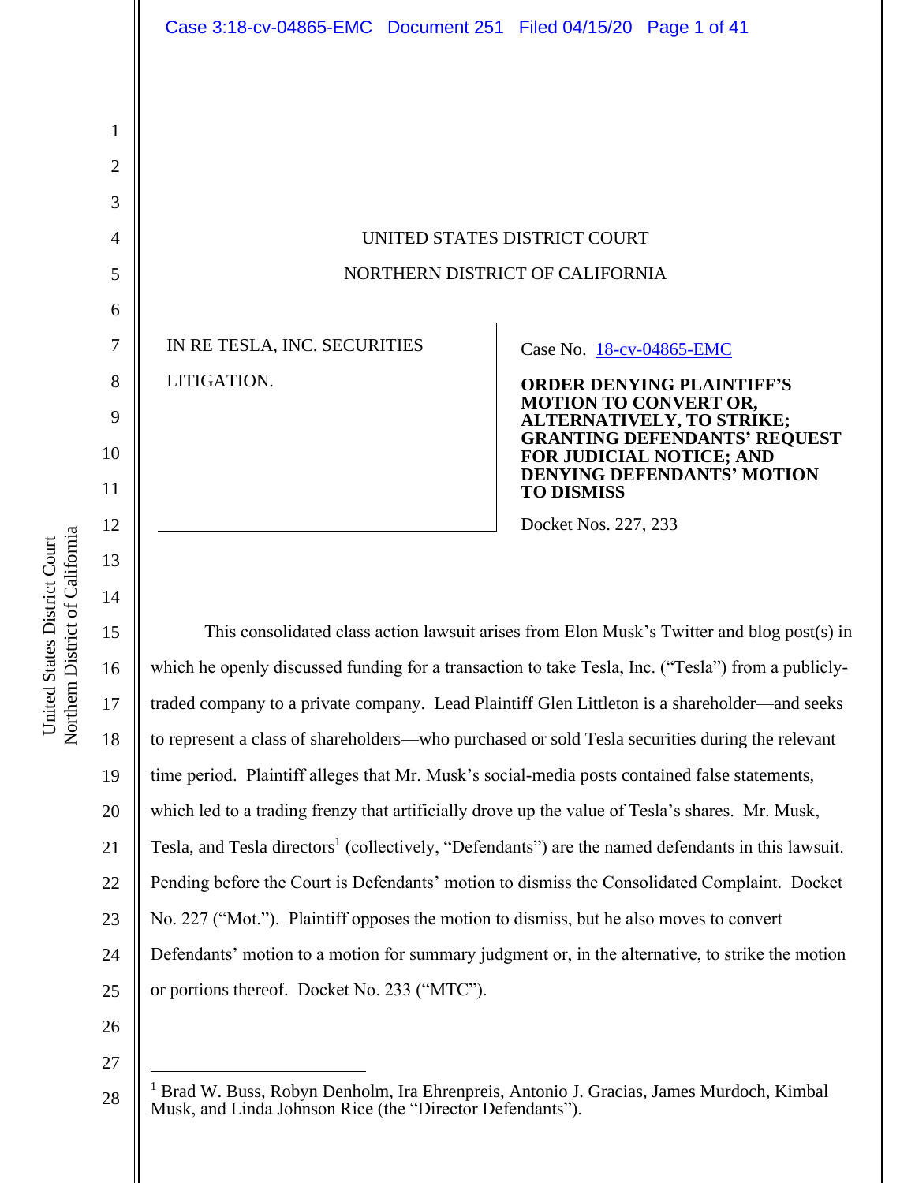UNITED STATES DISTRICT COURT

NORTHERN DISTRICT OF CALIFORNIA

IN RE TESLA, INC. SECURITIES LITIGATION.

Case No. 18-cv-04865-EMC

**ORDER DENYING PLAINTIFF'S MOTION TO CONVERT OR, ALTERNATIVELY, TO STRIKE; GRANTING DEFENDANTS' REQUEST FOR JUDICIAL NOTICE; AND DENYING DEFENDANTS' MOTION TO DISMISS**

Docket Nos. 227, 233

This consolidated class action lawsuit arises from Elon Musk's Twitter and blog post(s) in which he openly discussed funding for a transaction to take Tesla, Inc. ("Tesla") from a publicly-traded company to a private company. Lead Plaintiff Glen Littleton is a shareholder—and seeks to represent a class of shareholders—who purchased or sold Tesla securities during the relevant time period. Plaintiff alleges that Mr. Musk's social-media posts contained false statements, which led to a trading frenzy that artificially drove up the value of Tesla's shares. Mr. Musk, Tesla, and Tesla directors[1] (collectively, "Defendants") are the named defendants in this lawsuit. Pending before the Court is Defendants' motion to dismiss the Consolidated Complaint. Docket No. 227 ("Mot."). Plaintiff opposes the motion to dismiss, but he also moves to convert Defendants' motion to a motion for summary judgment or, in the alternative, to strike the motion or portions thereof. Docket No. 233 ("MTC").

[1] Brad W. Buss, Robyn Denholm, Ira Ehrenpreis, Antonio J. Gracias, James Murdoch, Kimbal Musk, and Linda Johnson Rice (the "Director Defendants").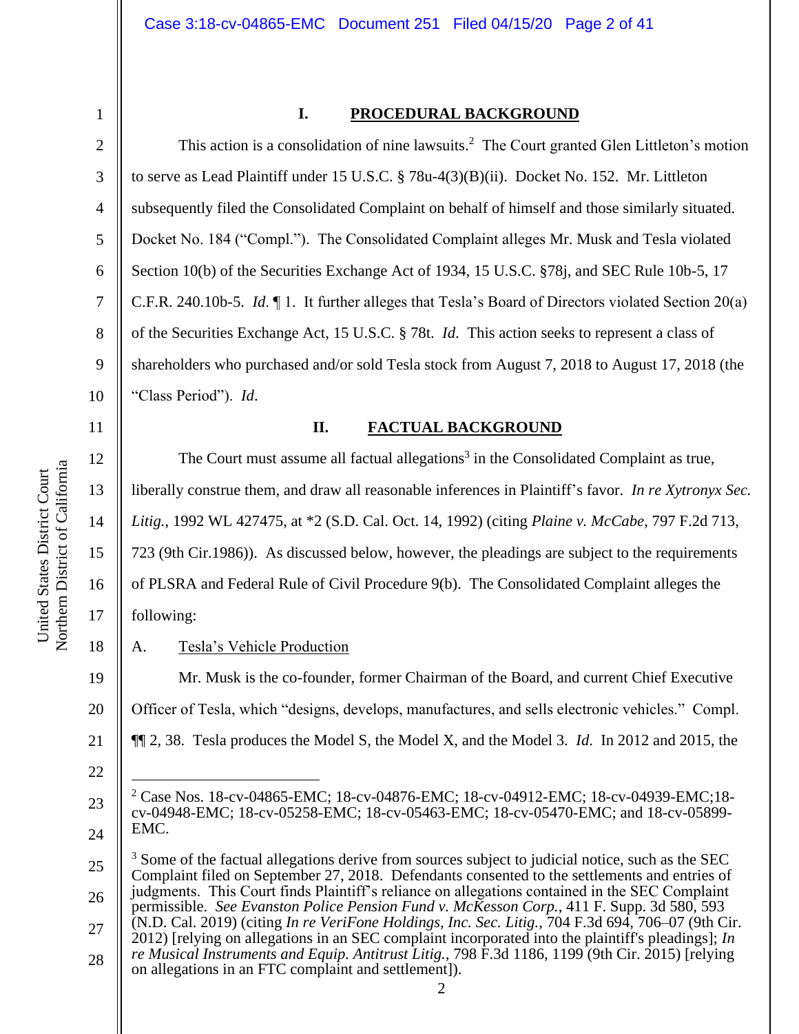## I. PROCEDURAL BACKGROUND

This action is a consolidation of nine lawsuits.[2] The Court granted Glen Littleton's motion to serve as Lead Plaintiff under 15 U.S.C. § 78u-4(3)(B)(ii). Docket No. 152. Mr. Littleton subsequently filed the Consolidated Complaint on behalf of himself and those similarly situated. Docket No. 184 ("Compl."). The Consolidated Complaint alleges Mr. Musk and Tesla violated Section 10(b) of the Securities Exchange Act of 1934, 15 U.S.C. §78j, and SEC Rule 10b-5, 17 C.F.R. 240.10b-5. *Id*. ¶ 1. It further alleges that Tesla's Board of Directors violated Section 20(a) of the Securities Exchange Act, 15 U.S.C. § 78t. *Id*. This action seeks to represent a class of shareholders who purchased and/or sold Tesla stock from August 7, 2018 to August 17, 2018 (the "Class Period"). *Id*.

## II. FACTUAL BACKGROUND

The Court must assume all factual allegations[3] in the Consolidated Complaint as true, liberally construe them, and draw all reasonable inferences in Plaintiff's favor. *In re Xytronyx Sec. Litig.*, 1992 WL 427475, at *2 (S.D. Cal. Oct. 14, 1992) (citing *Plaine v. McCabe*, 797 F.2d 713, 723 (9th Cir.1986)). As discussed below, however, the pleadings are subject to the requirements of PLSRA and Federal Rule of Civil Procedure 9(b). The Consolidated Complaint alleges the following:

### A. Tesla's Vehicle Production

Mr. Musk is the co-founder, former Chairman of the Board, and current Chief Executive Officer of Tesla, which "designs, develops, manufactures, and sells electronic vehicles." Compl. ¶¶ 2, 38. Tesla produces the Model S, the Model X, and the Model 3. *Id*. In 2012 and 2015, the

---

[2] Case Nos. 18-cv-04865-EMC; 18-cv-04876-EMC; 18-cv-04912-EMC; 18-cv-04939-EMC;18-cv-04948-EMC; 18-cv-05258-EMC; 18-cv-05463-EMC; 18-cv-05470-EMC; and 18-cv-05899-EMC.

[3] Some of the factual allegations derive from sources subject to judicial notice, such as the SEC Complaint filed on September 27, 2018. Defendants consented to the settlements and entries of judgments. This Court finds Plaintiff's reliance on allegations contained in the SEC Complaint permissible. *See Evanston Police Pension Fund v. McKesson Corp.*, 411 F. Supp. 3d 580, 593 (N.D. Cal. 2019) (citing *In re VeriFone Holdings, Inc. Sec. Litig.*, 704 F.3d 694, 706–07 (9th Cir. 2012) [relying on allegations in an SEC complaint incorporated into the plaintiff's pleadings]; *In re Musical Instruments and Equip. Antitrust Litig.*, 798 F.3d 1186, 1199 (9th Cir. 2015) [relying on allegations in an FTC complaint and settlement]).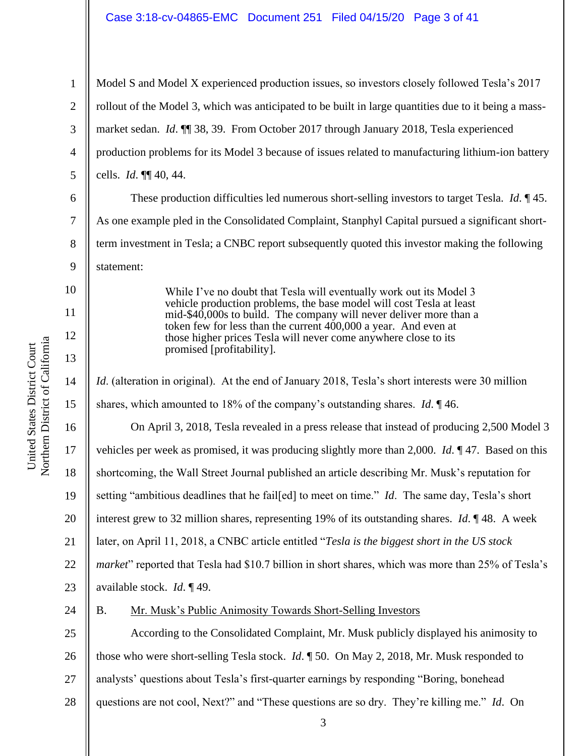Model S and Model X experienced production issues, so investors closely followed Tesla's 2017 rollout of the Model 3, which was anticipated to be built in large quantities due to it being a mass-market sedan. *Id*. ¶¶ 38, 39. From October 2017 through January 2018, Tesla experienced production problems for its Model 3 because of issues related to manufacturing lithium-ion battery cells. *Id*. ¶¶ 40, 44.

These production difficulties led numerous short-selling investors to target Tesla. *Id*. ¶ 45. As one example pled in the Consolidated Complaint, Stanphyl Capital pursued a significant short-term investment in Tesla; a CNBC report subsequently quoted this investor making the following statement:

> While I've no doubt that Tesla will eventually work out its Model 3 vehicle production problems, the base model will cost Tesla at least mid-$40,000s to build. The company will never deliver more than a token few for less than the current 400,000 a year. And even at those higher prices Tesla will never come anywhere close to its promised [profitability].

*Id*. (alteration in original). At the end of January 2018, Tesla's short interests were 30 million shares, which amounted to 18% of the company's outstanding shares. *Id*. ¶ 46.

On April 3, 2018, Tesla revealed in a press release that instead of producing 2,500 Model 3 vehicles per week as promised, it was producing slightly more than 2,000. *Id*. ¶ 47. Based on this shortcoming, the Wall Street Journal published an article describing Mr. Musk's reputation for setting "ambitious deadlines that he fail[ed] to meet on time." *Id*. The same day, Tesla's short interest grew to 32 million shares, representing 19% of its outstanding shares. *Id*. ¶ 48. A week later, on April 11, 2018, a CNBC article entitled "*Tesla is the biggest short in the US stock market*" reported that Tesla had $10.7 billion in short shares, which was more than 25% of Tesla's available stock. *Id*. ¶ 49.

B. <u>Mr. Musk's Public Animosity Towards Short-Selling Investors</u>

According to the Consolidated Complaint, Mr. Musk publicly displayed his animosity to those who were short-selling Tesla stock. *Id*. ¶ 50. On May 2, 2018, Mr. Musk responded to analysts' questions about Tesla's first-quarter earnings by responding "Boring, bonehead questions are not cool, Next?" and "These questions are so dry. They're killing me." *Id*. On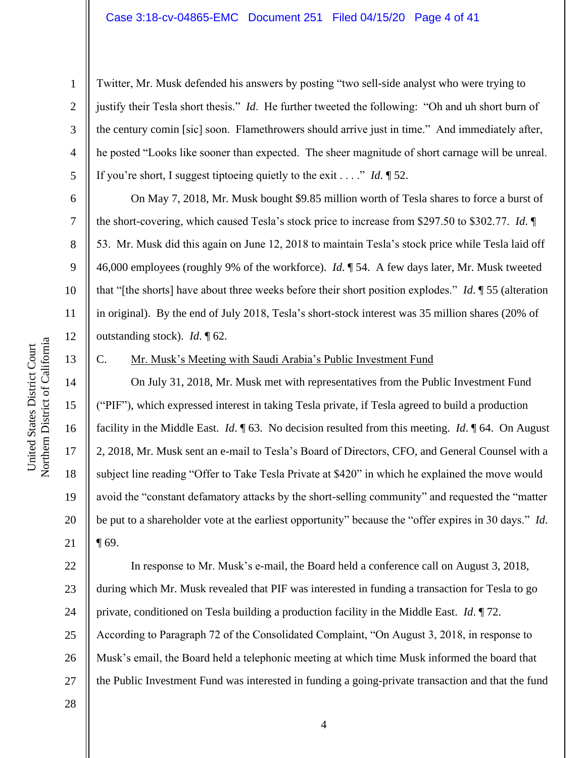Twitter, Mr. Musk defended his answers by posting "two sell-side analyst who were trying to justify their Tesla short thesis." *Id*. He further tweeted the following: "Oh and uh short burn of the century comin [sic] soon. Flamethrowers should arrive just in time." And immediately after, he posted "Looks like sooner than expected. The sheer magnitude of short carnage will be unreal. If you're short, I suggest tiptoeing quietly to the exit . . . ." *Id.* ¶ 52.

On May 7, 2018, Mr. Musk bought $9.85 million worth of Tesla shares to force a burst of the short-covering, which caused Tesla's stock price to increase from $297.50 to $302.77. *Id.* ¶ 53. Mr. Musk did this again on June 12, 2018 to maintain Tesla's stock price while Tesla laid off 46,000 employees (roughly 9% of the workforce). *Id.* ¶ 54. A few days later, Mr. Musk tweeted that "[the shorts] have about three weeks before their short position explodes." *Id.* ¶ 55 (alteration in original). By the end of July 2018, Tesla's short-stock interest was 35 million shares (20% of outstanding stock). *Id.* ¶ 62.

C. <u>Mr. Musk's Meeting with Saudi Arabia's Public Investment Fund</u>

On July 31, 2018, Mr. Musk met with representatives from the Public Investment Fund ("PIF"), which expressed interest in taking Tesla private, if Tesla agreed to build a production facility in the Middle East. *Id.* ¶ 63. No decision resulted from this meeting. *Id.* ¶ 64. On August 2, 2018, Mr. Musk sent an e-mail to Tesla's Board of Directors, CFO, and General Counsel with a subject line reading "Offer to Take Tesla Private at $420" in which he explained the move would avoid the "constant defamatory attacks by the short-selling community" and requested the "matter be put to a shareholder vote at the earliest opportunity" because the "offer expires in 30 days." *Id.* ¶ 69.

In response to Mr. Musk's e-mail, the Board held a conference call on August 3, 2018, during which Mr. Musk revealed that PIF was interested in funding a transaction for Tesla to go private, conditioned on Tesla building a production facility in the Middle East. *Id.* ¶ 72. According to Paragraph 72 of the Consolidated Complaint, "On August 3, 2018, in response to Musk's email, the Board held a telephonic meeting at which time Musk informed the board that the Public Investment Fund was interested in funding a going-private transaction and that the fund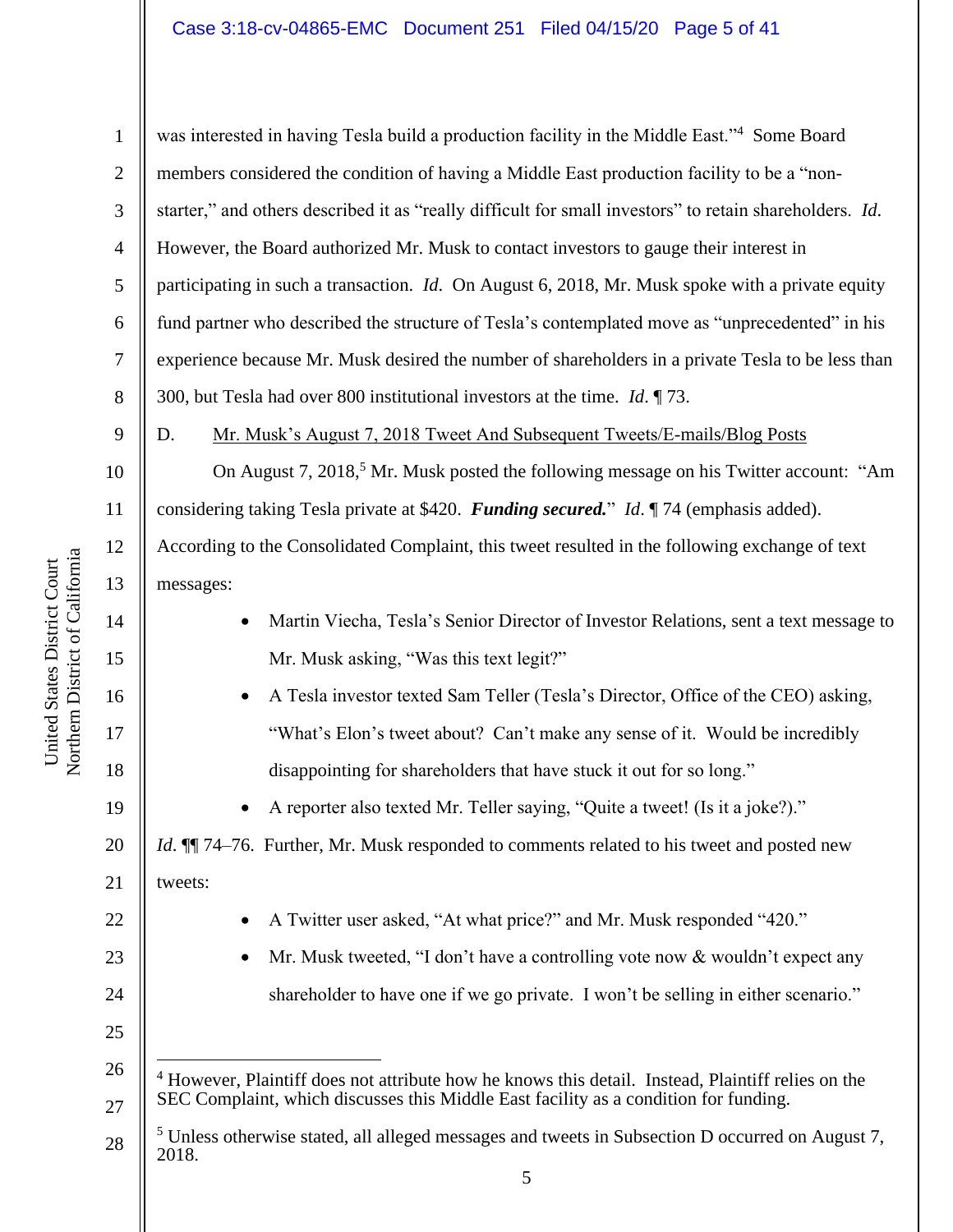was interested in having Tesla build a production facility in the Middle East."[4] Some Board members considered the condition of having a Middle East production facility to be a "non-starter," and others described it as "really difficult for small investors" to retain shareholders. *Id.* However, the Board authorized Mr. Musk to contact investors to gauge their interest in participating in such a transaction. *Id.* On August 6, 2018, Mr. Musk spoke with a private equity fund partner who described the structure of Tesla's contemplated move as "unprecedented" in his experience because Mr. Musk desired the number of shareholders in a private Tesla to be less than 300, but Tesla had over 800 institutional investors at the time. *Id.* ¶ 73.

D. Mr. Musk's August 7, 2018 Tweet And Subsequent Tweets/E-mails/Blog Posts

On August 7, 2018,[5] Mr. Musk posted the following message on his Twitter account: "Am considering taking Tesla private at $420. ***Funding secured.***" *Id.* ¶ 74 (emphasis added). According to the Consolidated Complaint, this tweet resulted in the following exchange of text messages:

- Martin Viecha, Tesla's Senior Director of Investor Relations, sent a text message to Mr. Musk asking, "Was this text legit?"
- A Tesla investor texted Sam Teller (Tesla's Director, Office of the CEO) asking, "What's Elon's tweet about? Can't make any sense of it. Would be incredibly disappointing for shareholders that have stuck it out for so long."
- A reporter also texted Mr. Teller saying, "Quite a tweet! (Is it a joke?)."

*Id.* ¶¶ 74–76. Further, Mr. Musk responded to comments related to his tweet and posted new tweets:

- A Twitter user asked, "At what price?" and Mr. Musk responded "420."
- Mr. Musk tweeted, "I don't have a controlling vote now & wouldn't expect any shareholder to have one if we go private. I won't be selling in either scenario."

---

[4] However, Plaintiff does not attribute how he knows this detail. Instead, Plaintiff relies on the SEC Complaint, which discusses this Middle East facility as a condition for funding.

[5] Unless otherwise stated, all alleged messages and tweets in Subsection D occurred on August 7, 2018.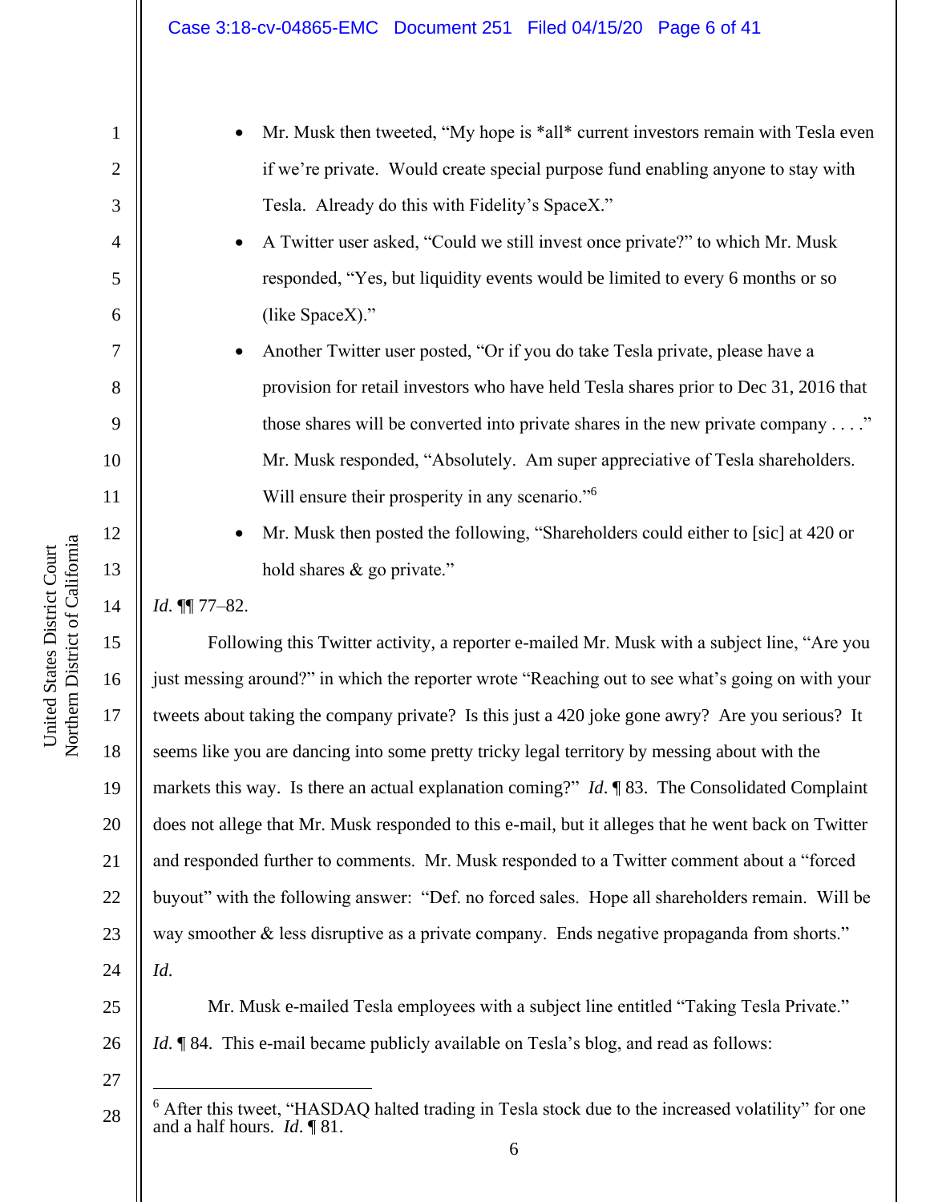- Mr. Musk then tweeted, "My hope is *all* current investors remain with Tesla even if we're private. Would create special purpose fund enabling anyone to stay with Tesla. Already do this with Fidelity's SpaceX."
- A Twitter user asked, "Could we still invest once private?" to which Mr. Musk responded, "Yes, but liquidity events would be limited to every 6 months or so (like SpaceX)."
- Another Twitter user posted, "Or if you do take Tesla private, please have a provision for retail investors who have held Tesla shares prior to Dec 31, 2016 that those shares will be converted into private shares in the new private company . . . ." Mr. Musk responded, "Absolutely. Am super appreciative of Tesla shareholders. Will ensure their prosperity in any scenario."[6]
- Mr. Musk then posted the following, "Shareholders could either to [sic] at 420 or hold shares & go private."

*Id.* ¶¶ 77–82.

Following this Twitter activity, a reporter e-mailed Mr. Musk with a subject line, "Are you just messing around?" in which the reporter wrote "Reaching out to see what's going on with your tweets about taking the company private? Is this just a 420 joke gone awry? Are you serious? It seems like you are dancing into some pretty tricky legal territory by messing about with the markets this way. Is there an actual explanation coming?" *Id.* ¶ 83. The Consolidated Complaint does not allege that Mr. Musk responded to this e-mail, but it alleges that he went back on Twitter and responded further to comments. Mr. Musk responded to a Twitter comment about a "forced buyout" with the following answer: "Def. no forced sales. Hope all shareholders remain. Will be way smoother & less disruptive as a private company. Ends negative propaganda from shorts." *Id.*

Mr. Musk e-mailed Tesla employees with a subject line entitled "Taking Tesla Private." *Id.* ¶ 84. This e-mail became publicly available on Tesla's blog, and read as follows:

---

[6] After this tweet, "HASDAQ halted trading in Tesla stock due to the increased volatility" for one and a half hours. *Id.* ¶ 81.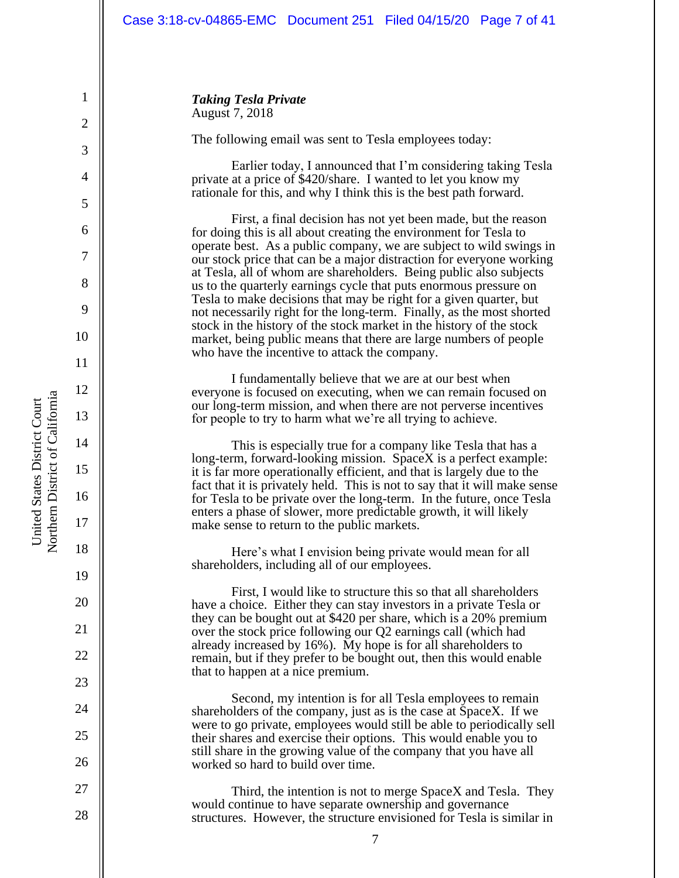***Taking Tesla Private***
August 7, 2018

The following email was sent to Tesla employees today:

Earlier today, I announced that I'm considering taking Tesla private at a price of $420/share. I wanted to let you know my rationale for this, and why I think this is the best path forward.

First, a final decision has not yet been made, but the reason for doing this is all about creating the environment for Tesla to operate best. As a public company, we are subject to wild swings in our stock price that can be a major distraction for everyone working at Tesla, all of whom are shareholders. Being public also subjects us to the quarterly earnings cycle that puts enormous pressure on Tesla to make decisions that may be right for a given quarter, but not necessarily right for the long-term. Finally, as the most shorted stock in the history of the stock market in the history of the stock market, being public means that there are large numbers of people who have the incentive to attack the company.

I fundamentally believe that we are at our best when everyone is focused on executing, when we can remain focused on our long-term mission, and when there are not perverse incentives for people to try to harm what we're all trying to achieve.

This is especially true for a company like Tesla that has a long-term, forward-looking mission. SpaceX is a perfect example: it is far more operationally efficient, and that is largely due to the fact that it is privately held. This is not to say that it will make sense for Tesla to be private over the long-term. In the future, once Tesla enters a phase of slower, more predictable growth, it will likely make sense to return to the public markets.

Here's what I envision being private would mean for all shareholders, including all of our employees.

First, I would like to structure this so that all shareholders have a choice. Either they can stay investors in a private Tesla or they can be bought out at $420 per share, which is a 20% premium over the stock price following our Q2 earnings call (which had already increased by 16%). My hope is for all shareholders to remain, but if they prefer to be bought out, then this would enable that to happen at a nice premium.

Second, my intention is for all Tesla employees to remain shareholders of the company, just as is the case at SpaceX. If we were to go private, employees would still be able to periodically sell their shares and exercise their options. This would enable you to still share in the growing value of the company that you have all worked so hard to build over time.

Third, the intention is not to merge SpaceX and Tesla. They would continue to have separate ownership and governance structures. However, the structure envisioned for Tesla is similar in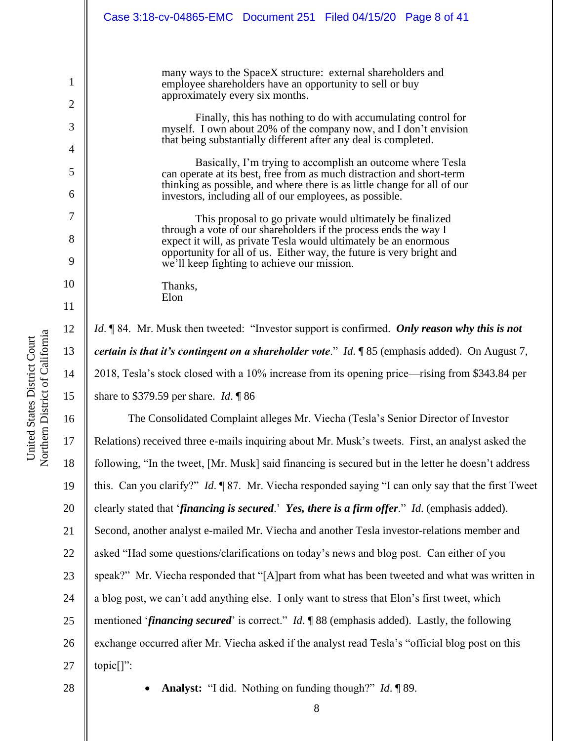> many ways to the SpaceX structure: external shareholders and employee shareholders have an opportunity to sell or buy approximately every six months.
>
> Finally, this has nothing to do with accumulating control for myself. I own about 20% of the company now, and I don't envision that being substantially different after any deal is completed.
>
> Basically, I'm trying to accomplish an outcome where Tesla can operate at its best, free from as much distraction and short-term thinking as possible, and where there is as little change for all of our investors, including all of our employees, as possible.
>
> This proposal to go private would ultimately be finalized through a vote of our shareholders if the process ends the way I expect it will, as private Tesla would ultimately be an enormous opportunity for all of us. Either way, the future is very bright and we'll keep fighting to achieve our mission.
>
> Thanks,
> Elon

*Id.* ¶ 84. Mr. Musk then tweeted: "Investor support is confirmed. ***Only reason why this is not certain is that it's contingent on a shareholder vote***." *Id.* ¶ 85 (emphasis added). On August 7, 2018, Tesla's stock closed with a 10% increase from its opening price—rising from $343.84 per share to $379.59 per share. *Id.* ¶ 86

The Consolidated Complaint alleges Mr. Viecha (Tesla's Senior Director of Investor Relations) received three e-mails inquiring about Mr. Musk's tweets. First, an analyst asked the following, "In the tweet, [Mr. Musk] said financing is secured but in the letter he doesn't address this. Can you clarify?" *Id.* ¶ 87. Mr. Viecha responded saying "I can only say that the first Tweet clearly stated that '***financing is secured***.' ***Yes, there is a firm offer***." *Id.* (emphasis added). Second, another analyst e-mailed Mr. Viecha and another Tesla investor-relations member and asked "Had some questions/clarifications on today's news and blog post. Can either of you speak?" Mr. Viecha responded that "[A]part from what has been tweeted and what was written in a blog post, we can't add anything else. I only want to stress that Elon's first tweet, which mentioned '***financing secured***' is correct." *Id.* ¶ 88 (emphasis added). Lastly, the following exchange occurred after Mr. Viecha asked if the analyst read Tesla's "official blog post on this topic[]":

- **Analyst:** "I did. Nothing on funding though?" *Id.* ¶ 89.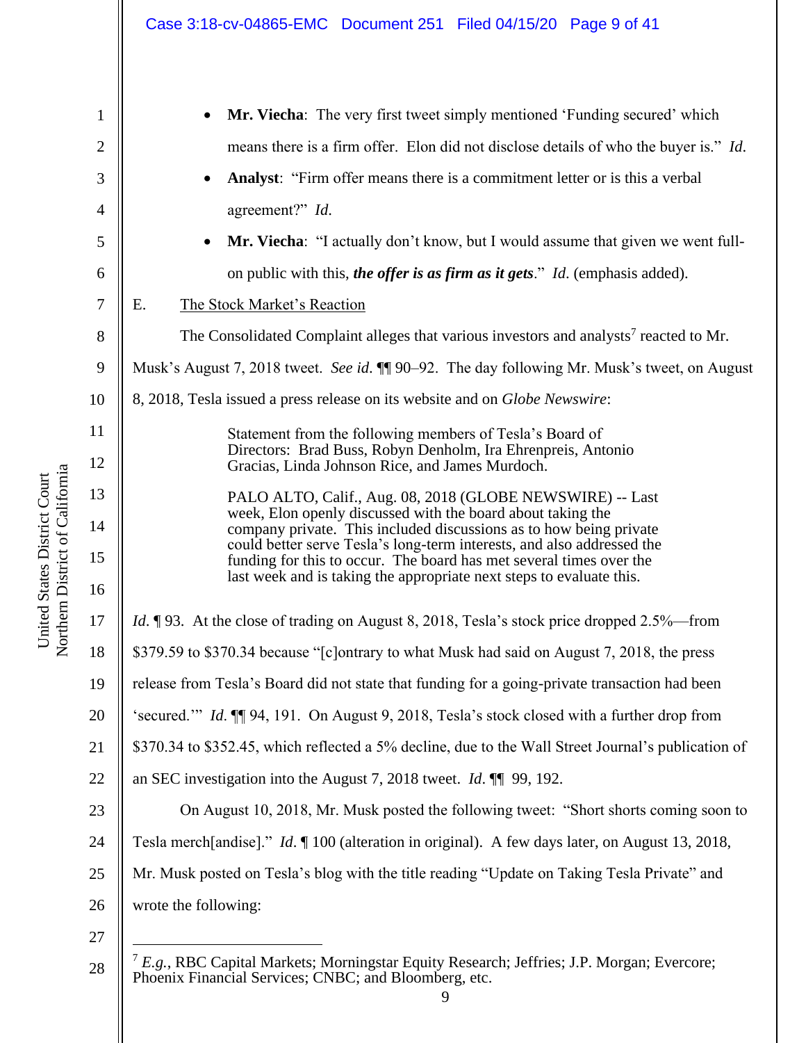- **Mr. Viecha**: The very first tweet simply mentioned 'Funding secured' which means there is a firm offer. Elon did not disclose details of who the buyer is." *Id.*
- **Analyst**: "Firm offer means there is a commitment letter or is this a verbal agreement?" *Id.*
- **Mr. Viecha**: "I actually don't know, but I would assume that given we went full-on public with this, ***the offer is as firm as it gets***." *Id.* (emphasis added).

E. The Stock Market's Reaction

The Consolidated Complaint alleges that various investors and analysts[7] reacted to Mr. Musk's August 7, 2018 tweet. *See id.* ¶¶ 90–92. The day following Mr. Musk's tweet, on August 8, 2018, Tesla issued a press release on its website and on *Globe Newswire*:

> Statement from the following members of Tesla's Board of Directors: Brad Buss, Robyn Denholm, Ira Ehrenpreis, Antonio Gracias, Linda Johnson Rice, and James Murdoch.
>
> PALO ALTO, Calif., Aug. 08, 2018 (GLOBE NEWSWIRE) -- Last week, Elon openly discussed with the board about taking the company private. This included discussions as to how being private could better serve Tesla's long-term interests, and also addressed the funding for this to occur. The board has met several times over the last week and is taking the appropriate next steps to evaluate this.

*Id.* ¶ 93. At the close of trading on August 8, 2018, Tesla's stock price dropped 2.5%—from $379.59 to $370.34 because "[c]ontrary to what Musk had said on August 7, 2018, the press release from Tesla's Board did not state that funding for a going-private transaction had been 'secured.'" *Id.* ¶¶ 94, 191. On August 9, 2018, Tesla's stock closed with a further drop from $370.34 to $352.45, which reflected a 5% decline, due to the Wall Street Journal's publication of an SEC investigation into the August 7, 2018 tweet. *Id.* ¶¶ 99, 192.

On August 10, 2018, Mr. Musk posted the following tweet: "Short shorts coming soon to Tesla merch[andise]." *Id.* ¶ 100 (alteration in original). A few days later, on August 13, 2018, Mr. Musk posted on Tesla's blog with the title reading "Update on Taking Tesla Private" and wrote the following:

---

[7] *E.g.*, RBC Capital Markets; Morningstar Equity Research; Jefferies; J.P. Morgan; Evercore; Phoenix Financial Services; CNBC; and Bloomberg, etc.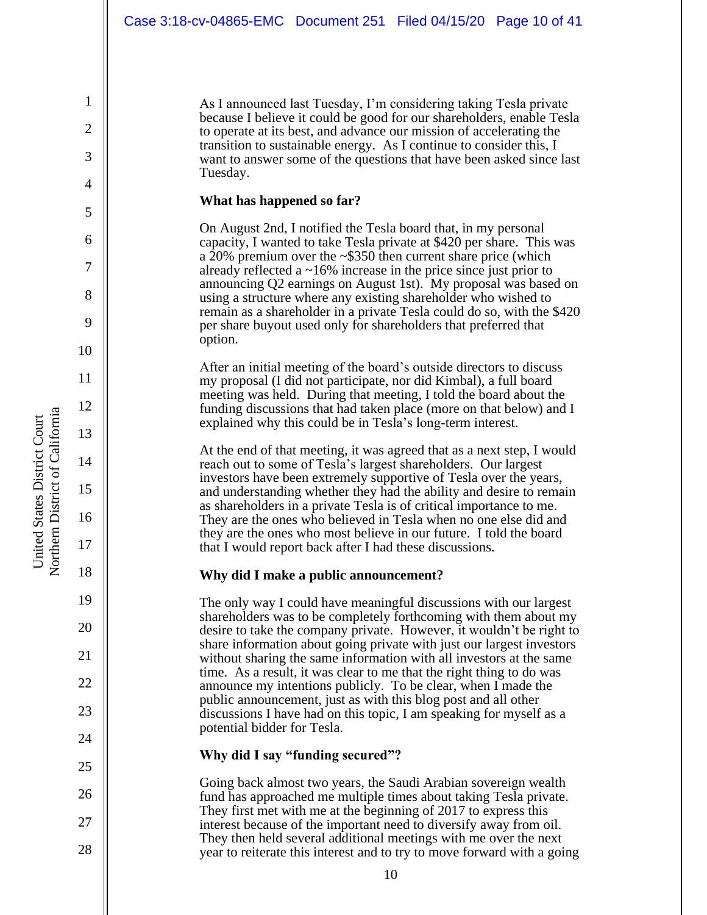As I announced last Tuesday, I'm considering taking Tesla private because I believe it could be good for our shareholders, enable Tesla to operate at its best, and advance our mission of accelerating the transition to sustainable energy. As I continue to consider this, I want to answer some of the questions that have been asked since last Tuesday.

**What has happened so far?**

On August 2nd, I notified the Tesla board that, in my personal capacity, I wanted to take Tesla private at $420 per share. This was a 20% premium over the ~$350 then current share price (which already reflected a ~16% increase in the price since just prior to announcing Q2 earnings on August 1st). My proposal was based on using a structure where any existing shareholder who wished to remain as a shareholder in a private Tesla could do so, with the $420 per share buyout used only for shareholders that preferred that option.

After an initial meeting of the board's outside directors to discuss my proposal (I did not participate, nor did Kimbal), a full board meeting was held. During that meeting, I told the board about the funding discussions that had taken place (more on that below) and I explained why this could be in Tesla's long-term interest.

At the end of that meeting, it was agreed that as a next step, I would reach out to some of Tesla's largest shareholders. Our largest investors have been extremely supportive of Tesla over the years, and understanding whether they had the ability and desire to remain as shareholders in a private Tesla is of critical importance to me. They are the ones who believed in Tesla when no one else did and they are the ones who most believe in our future. I told the board that I would report back after I had these discussions.

**Why did I make a public announcement?**

The only way I could have meaningful discussions with our largest shareholders was to be completely forthcoming with them about my desire to take the company private. However, it wouldn't be right to share information about going private with just our largest investors without sharing the same information with all investors at the same time. As a result, it was clear to me that the right thing to do was announce my intentions publicly. To be clear, when I made the public announcement, just as with this blog post and all other discussions I have had on this topic, I am speaking for myself as a potential bidder for Tesla.

**Why did I say "funding secured"?**

Going back almost two years, the Saudi Arabian sovereign wealth fund has approached me multiple times about taking Tesla private. They first met with me at the beginning of 2017 to express this interest because of the important need to diversify away from oil. They then held several additional meetings with me over the next year to reiterate this interest and to try to move forward with a going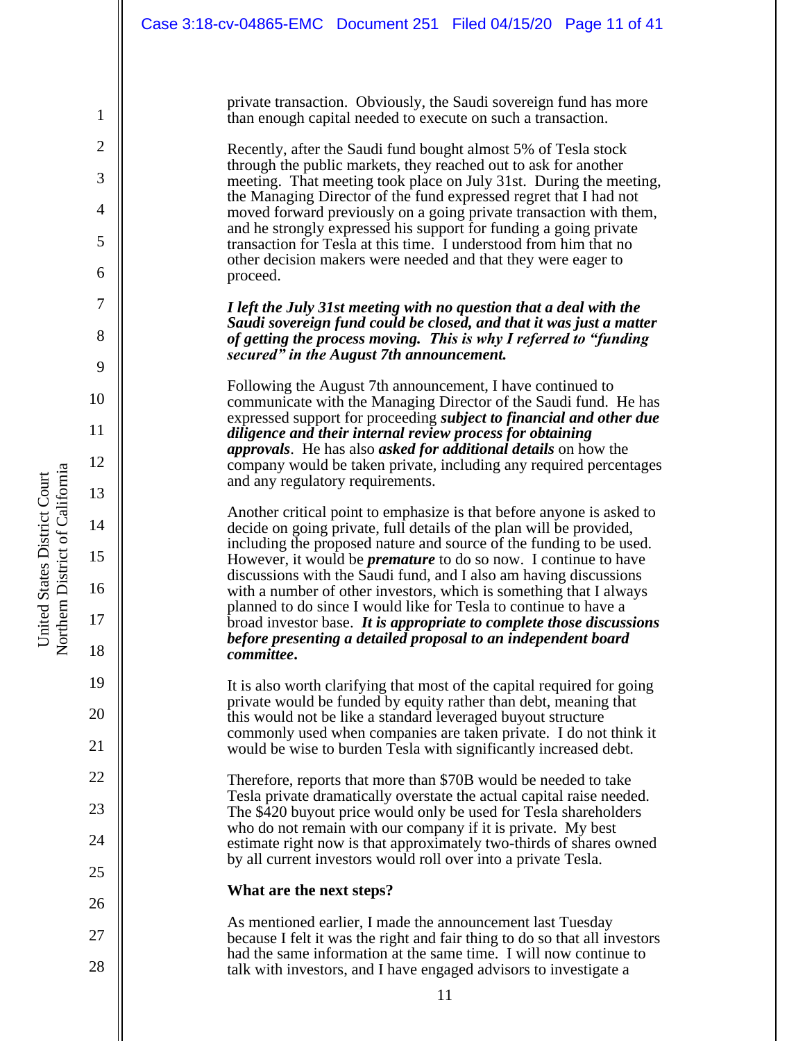private transaction. Obviously, the Saudi sovereign fund has more than enough capital needed to execute on such a transaction.

Recently, after the Saudi fund bought almost 5% of Tesla stock through the public markets, they reached out to ask for another meeting. That meeting took place on July 31st. During the meeting, the Managing Director of the fund expressed regret that I had not moved forward previously on a going private transaction with them, and he strongly expressed his support for funding a going private transaction for Tesla at this time. I understood from him that no other decision makers were needed and that they were eager to proceed.

***I left the July 31st meeting with no question that a deal with the Saudi sovereign fund could be closed, and that it was just a matter of getting the process moving. This is why I referred to "funding secured" in the August 7th announcement.***

Following the August 7th announcement, I have continued to communicate with the Managing Director of the Saudi fund. He has expressed support for proceeding ***subject to financial and other due diligence and their internal review process for obtaining approvals***. He has also ***asked for additional details*** on how the company would be taken private, including any required percentages and any regulatory requirements.

Another critical point to emphasize is that before anyone is asked to decide on going private, full details of the plan will be provided, including the proposed nature and source of the funding to be used. However, it would be ***premature*** to do so now. I continue to have discussions with the Saudi fund, and I also am having discussions with a number of other investors, which is something that I always planned to do since I would like for Tesla to continue to have a broad investor base. ***It is appropriate to complete those discussions before presenting a detailed proposal to an independent board committee.***

It is also worth clarifying that most of the capital required for going private would be funded by equity rather than debt, meaning that this would not be like a standard leveraged buyout structure commonly used when companies are taken private. I do not think it would be wise to burden Tesla with significantly increased debt.

Therefore, reports that more than $70B would be needed to take Tesla private dramatically overstate the actual capital raise needed. The $420 buyout price would only be used for Tesla shareholders who do not remain with our company if it is private. My best estimate right now is that approximately two-thirds of shares owned by all current investors would roll over into a private Tesla.

**What are the next steps?**

As mentioned earlier, I made the announcement last Tuesday because I felt it was the right and fair thing to do so that all investors had the same information at the same time. I will now continue to talk with investors, and I have engaged advisors to investigate a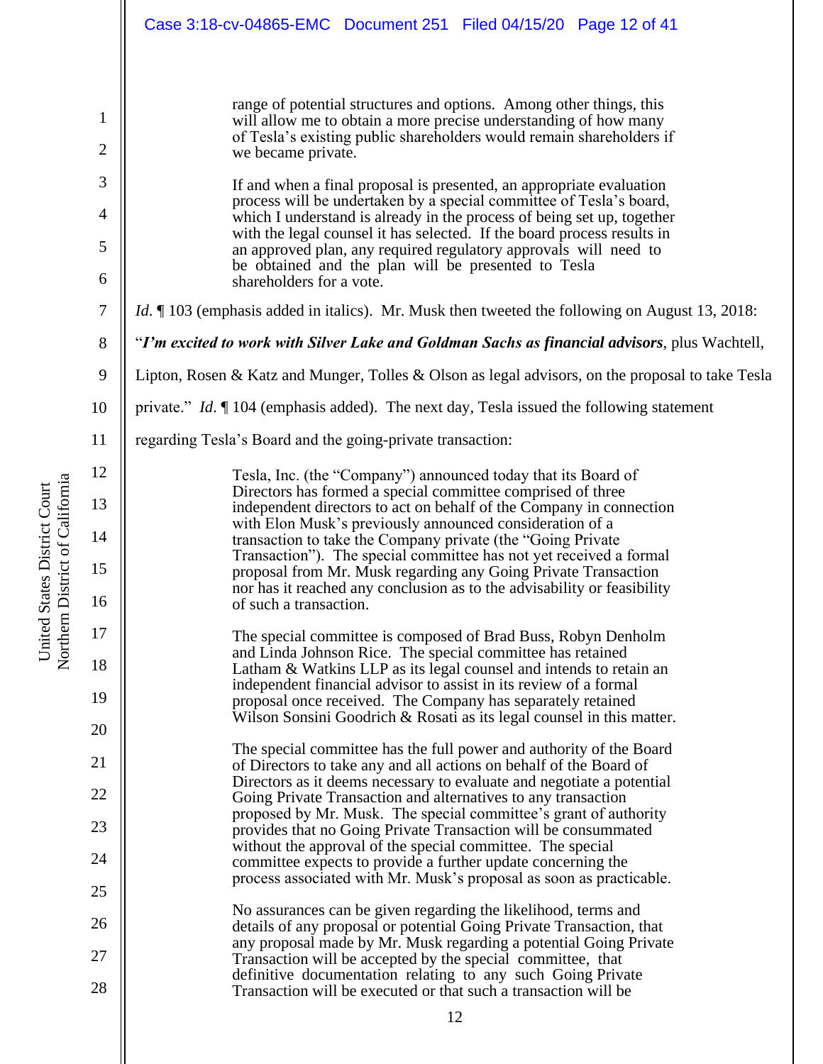> range of potential structures and options. Among other things, this will allow me to obtain a more precise understanding of how many of Tesla's existing public shareholders would remain shareholders if we became private.
>
> If and when a final proposal is presented, an appropriate evaluation process will be undertaken by a special committee of Tesla's board, which I understand is already in the process of being set up, together with the legal counsel it has selected. If the board process results in an approved plan, any required regulatory approvals will need to be obtained and the plan will be presented to Tesla shareholders for a vote.

*Id*. ¶ 103 (emphasis added in italics). Mr. Musk then tweeted the following on August 13, 2018: "***I'm excited to work with Silver Lake and Goldman Sachs as financial advisors***, plus Wachtell, Lipton, Rosen & Katz and Munger, Tolles & Olson as legal advisors, on the proposal to take Tesla private." *Id*. ¶ 104 (emphasis added). The next day, Tesla issued the following statement regarding Tesla's Board and the going-private transaction:

> Tesla, Inc. (the "Company") announced today that its Board of Directors has formed a special committee comprised of three independent directors to act on behalf of the Company in connection with Elon Musk's previously announced consideration of a transaction to take the Company private (the "Going Private Transaction"). The special committee has not yet received a formal proposal from Mr. Musk regarding any Going Private Transaction nor has it reached any conclusion as to the advisability or feasibility of such a transaction.
>
> The special committee is composed of Brad Buss, Robyn Denholm and Linda Johnson Rice. The special committee has retained Latham & Watkins LLP as its legal counsel and intends to retain an independent financial advisor to assist in its review of a formal proposal once received. The Company has separately retained Wilson Sonsini Goodrich & Rosati as its legal counsel in this matter.
>
> The special committee has the full power and authority of the Board of Directors to take any and all actions on behalf of the Board of Directors as it deems necessary to evaluate and negotiate a potential Going Private Transaction and alternatives to any transaction proposed by Mr. Musk. The special committee's grant of authority provides that no Going Private Transaction will be consummated without the approval of the special committee. The special committee expects to provide a further update concerning the process associated with Mr. Musk's proposal as soon as practicable.
>
> No assurances can be given regarding the likelihood, terms and details of any proposal or potential Going Private Transaction, that any proposal made by Mr. Musk regarding a potential Going Private Transaction will be accepted by the special committee, that definitive documentation relating to any such Going Private Transaction will be executed or that such a transaction will be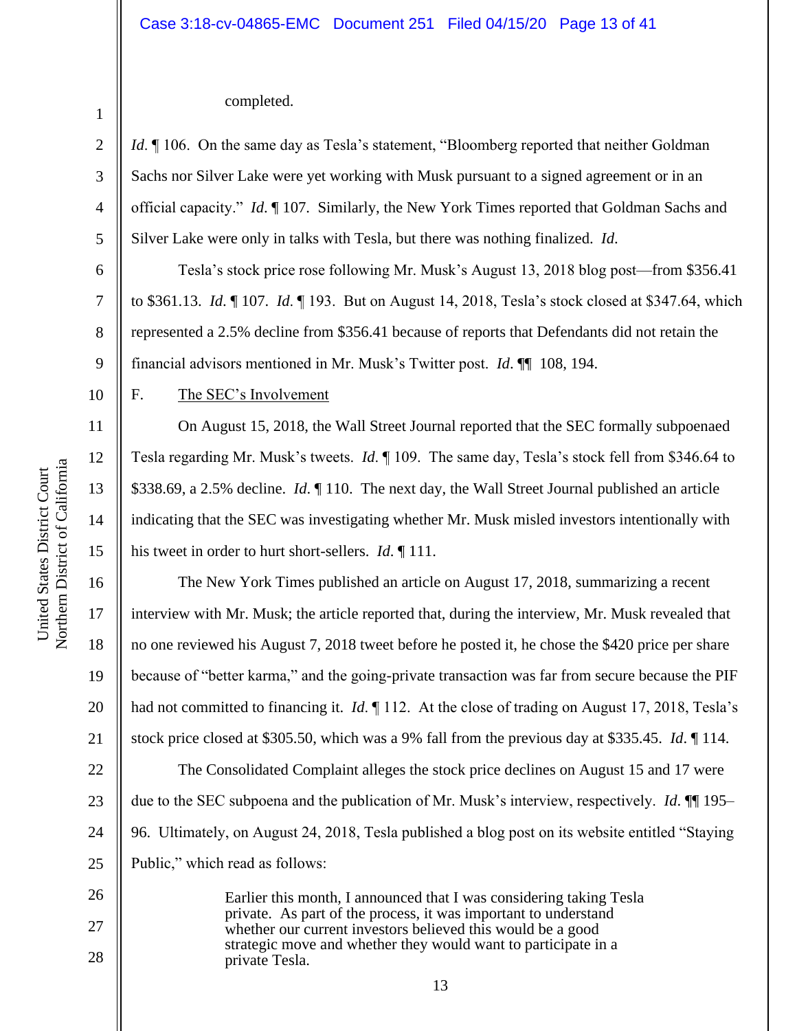completed.

*Id.* ¶ 106. On the same day as Tesla's statement, "Bloomberg reported that neither Goldman Sachs nor Silver Lake were yet working with Musk pursuant to a signed agreement or in an official capacity." *Id.* ¶ 107. Similarly, the New York Times reported that Goldman Sachs and Silver Lake were only in talks with Tesla, but there was nothing finalized. *Id.*

Tesla's stock price rose following Mr. Musk's August 13, 2018 blog post—from $356.41 to $361.13. *Id.* ¶ 107. *Id.* ¶ 193. But on August 14, 2018, Tesla's stock closed at $347.64, which represented a 2.5% decline from $356.41 because of reports that Defendants did not retain the financial advisors mentioned in Mr. Musk's Twitter post. *Id.* ¶¶ 108, 194.

F. The SEC's Involvement

On August 15, 2018, the Wall Street Journal reported that the SEC formally subpoenaed Tesla regarding Mr. Musk's tweets. *Id.* ¶ 109. The same day, Tesla's stock fell from $346.64 to $338.69, a 2.5% decline. *Id.* ¶ 110. The next day, the Wall Street Journal published an article indicating that the SEC was investigating whether Mr. Musk misled investors intentionally with his tweet in order to hurt short-sellers. *Id.* ¶ 111.

The New York Times published an article on August 17, 2018, summarizing a recent interview with Mr. Musk; the article reported that, during the interview, Mr. Musk revealed that no one reviewed his August 7, 2018 tweet before he posted it, he chose the $420 price per share because of "better karma," and the going-private transaction was far from secure because the PIF had not committed to financing it. *Id.* ¶ 112. At the close of trading on August 17, 2018, Tesla's stock price closed at $305.50, which was a 9% fall from the previous day at $335.45. *Id.* ¶ 114.

The Consolidated Complaint alleges the stock price declines on August 15 and 17 were due to the SEC subpoena and the publication of Mr. Musk's interview, respectively. *Id.* ¶¶ 195–96. Ultimately, on August 24, 2018, Tesla published a blog post on its website entitled "Staying Public," which read as follows:

> Earlier this month, I announced that I was considering taking Tesla private. As part of the process, it was important to understand whether our current investors believed this would be a good strategic move and whether they would want to participate in a private Tesla.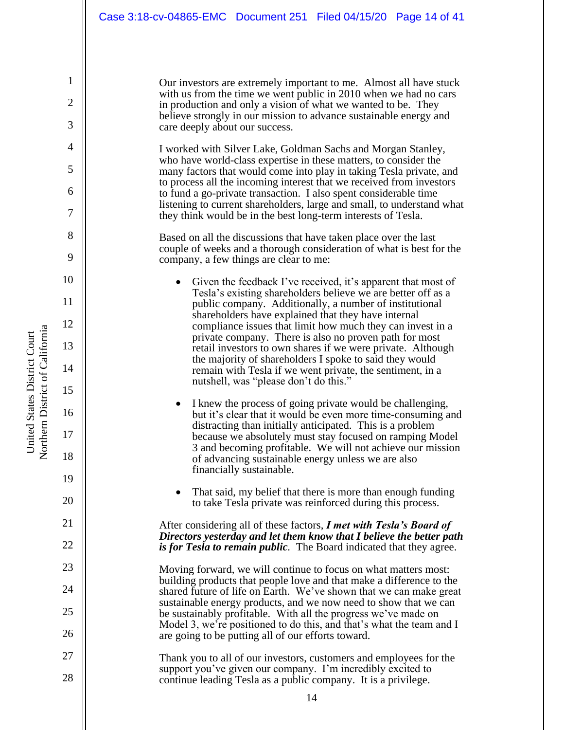Our investors are extremely important to me. Almost all have stuck with us from the time we went public in 2010 when we had no cars in production and only a vision of what we wanted to be. They believe strongly in our mission to advance sustainable energy and care deeply about our success.

I worked with Silver Lake, Goldman Sachs and Morgan Stanley, who have world-class expertise in these matters, to consider the many factors that would come into play in taking Tesla private, and to process all the incoming interest that we received from investors to fund a go-private transaction. I also spent considerable time listening to current shareholders, large and small, to understand what they think would be in the best long-term interests of Tesla.

Based on all the discussions that have taken place over the last couple of weeks and a thorough consideration of what is best for the company, a few things are clear to me:

- Given the feedback I've received, it's apparent that most of Tesla's existing shareholders believe we are better off as a public company. Additionally, a number of institutional shareholders have explained that they have internal compliance issues that limit how much they can invest in a private company. There is also no proven path for most retail investors to own shares if we were private. Although the majority of shareholders I spoke to said they would remain with Tesla if we went private, the sentiment, in a nutshell, was "please don't do this."

- I knew the process of going private would be challenging, but it's clear that it would be even more time-consuming and distracting than initially anticipated. This is a problem because we absolutely must stay focused on ramping Model 3 and becoming profitable. We will not achieve our mission of advancing sustainable energy unless we are also financially sustainable.

- That said, my belief that there is more than enough funding to take Tesla private was reinforced during this process.

After considering all of these factors, ***I met with Tesla's Board of Directors yesterday and let them know that I believe the better path is for Tesla to remain public***. The Board indicated that they agree.

Moving forward, we will continue to focus on what matters most: building products that people love and that make a difference to the shared future of life on Earth. We've shown that we can make great sustainable energy products, and we now need to show that we can be sustainably profitable. With all the progress we've made on Model 3, we're positioned to do this, and that's what the team and I are going to be putting all of our efforts toward.

Thank you to all of our investors, customers and employees for the support you've given our company. I'm incredibly excited to continue leading Tesla as a public company. It is a privilege.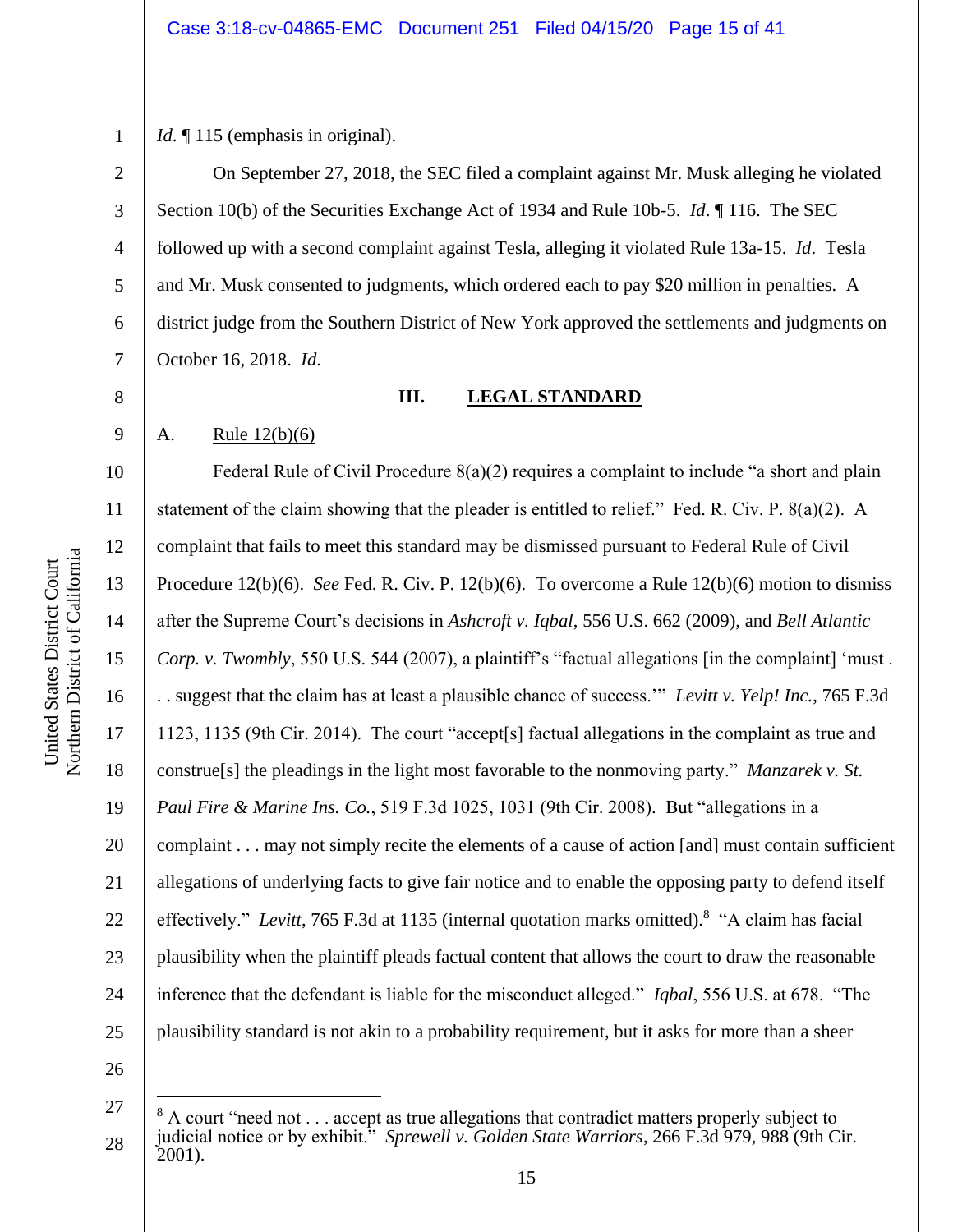*Id.* ¶ 115 (emphasis in original).

On September 27, 2018, the SEC filed a complaint against Mr. Musk alleging he violated Section 10(b) of the Securities Exchange Act of 1934 and Rule 10b-5. *Id.* ¶ 116. The SEC followed up with a second complaint against Tesla, alleging it violated Rule 13a-15. *Id*. Tesla and Mr. Musk consented to judgments, which ordered each to pay $20 million in penalties. A district judge from the Southern District of New York approved the settlements and judgments on October 16, 2018. *Id.*

## III. LEGAL STANDARD

### A. Rule 12(b)(6)

Federal Rule of Civil Procedure 8(a)(2) requires a complaint to include "a short and plain statement of the claim showing that the pleader is entitled to relief." Fed. R. Civ. P. 8(a)(2). A complaint that fails to meet this standard may be dismissed pursuant to Federal Rule of Civil Procedure 12(b)(6). *See* Fed. R. Civ. P. 12(b)(6). To overcome a Rule 12(b)(6) motion to dismiss after the Supreme Court's decisions in *Ashcroft v. Iqbal*, 556 U.S. 662 (2009), and *Bell Atlantic Corp. v. Twombly*, 550 U.S. 544 (2007), a plaintiff's "factual allegations [in the complaint] 'must . . . suggest that the claim has at least a plausible chance of success.'" *Levitt v. Yelp! Inc.*, 765 F.3d 1123, 1135 (9th Cir. 2014). The court "accept[s] factual allegations in the complaint as true and construe[s] the pleadings in the light most favorable to the nonmoving party." *Manzarek v. St. Paul Fire & Marine Ins. Co.*, 519 F.3d 1025, 1031 (9th Cir. 2008). But "allegations in a complaint . . . may not simply recite the elements of a cause of action [and] must contain sufficient allegations of underlying facts to give fair notice and to enable the opposing party to defend itself effectively." *Levitt*, 765 F.3d at 1135 (internal quotation marks omitted).[8] "A claim has facial plausibility when the plaintiff pleads factual content that allows the court to draw the reasonable inference that the defendant is liable for the misconduct alleged." *Iqbal*, 556 U.S. at 678. "The plausibility standard is not akin to a probability requirement, but it asks for more than a sheer

---

[8] A court "need not . . . accept as true allegations that contradict matters properly subject to judicial notice or by exhibit." *Sprewell v. Golden State Warriors*, 266 F.3d 979, 988 (9th Cir. 2001).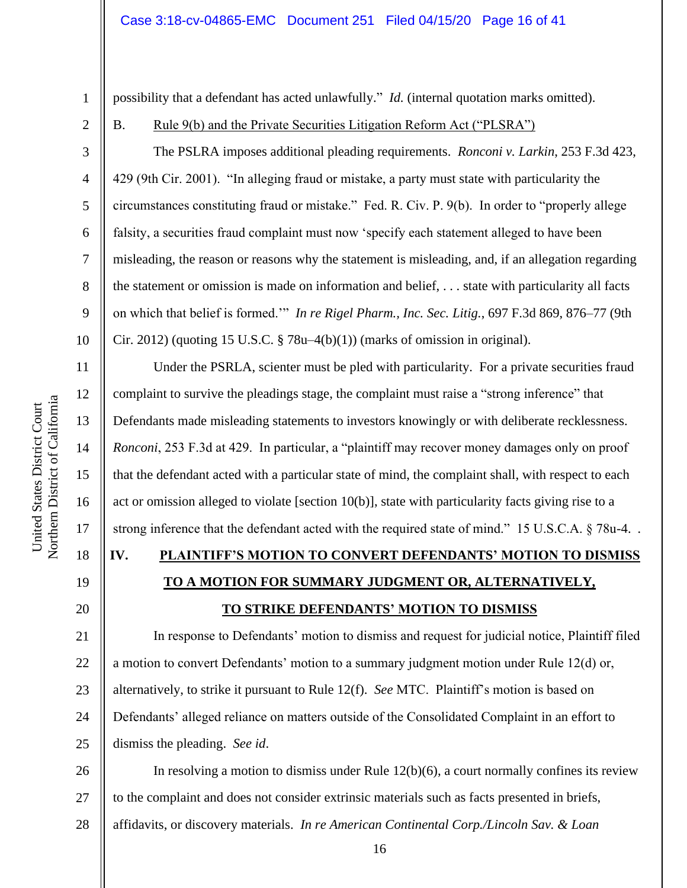possibility that a defendant has acted unlawfully." *Id.* (internal quotation marks omitted).

B. Rule 9(b) and the Private Securities Litigation Reform Act ("PLSRA")

The PSLRA imposes additional pleading requirements. *Ronconi v. Larkin*, 253 F.3d 423, 429 (9th Cir. 2001). "In alleging fraud or mistake, a party must state with particularity the circumstances constituting fraud or mistake." Fed. R. Civ. P. 9(b). In order to "properly allege falsity, a securities fraud complaint must now 'specify each statement alleged to have been misleading, the reason or reasons why the statement is misleading, and, if an allegation regarding the statement or omission is made on information and belief, . . . state with particularity all facts on which that belief is formed.'" *In re Rigel Pharm., Inc. Sec. Litig.*, 697 F.3d 869, 876–77 (9th Cir. 2012) (quoting 15 U.S.C. § 78u–4(b)(1)) (marks of omission in original).

Under the PSRLA, scienter must be pled with particularity. For a private securities fraud complaint to survive the pleadings stage, the complaint must raise a "strong inference" that Defendants made misleading statements to investors knowingly or with deliberate recklessness. *Ronconi*, 253 F.3d at 429. In particular, a "plaintiff may recover money damages only on proof that the defendant acted with a particular state of mind, the complaint shall, with respect to each act or omission alleged to violate [section 10(b)], state with particularity facts giving rise to a strong inference that the defendant acted with the required state of mind." 15 U.S.C.A. § 78u-4. .

## IV. PLAINTIFF'S MOTION TO CONVERT DEFENDANTS' MOTION TO DISMISS TO A MOTION FOR SUMMARY JUDGMENT OR, ALTERNATIVELY, TO STRIKE DEFENDANTS' MOTION TO DISMISS

In response to Defendants' motion to dismiss and request for judicial notice, Plaintiff filed a motion to convert Defendants' motion to a summary judgment motion under Rule 12(d) or, alternatively, to strike it pursuant to Rule 12(f). *See* MTC. Plaintiff's motion is based on Defendants' alleged reliance on matters outside of the Consolidated Complaint in an effort to dismiss the pleading. *See id*.

In resolving a motion to dismiss under Rule 12(b)(6), a court normally confines its review to the complaint and does not consider extrinsic materials such as facts presented in briefs, affidavits, or discovery materials. *In re American Continental Corp./Lincoln Sav. & Loan*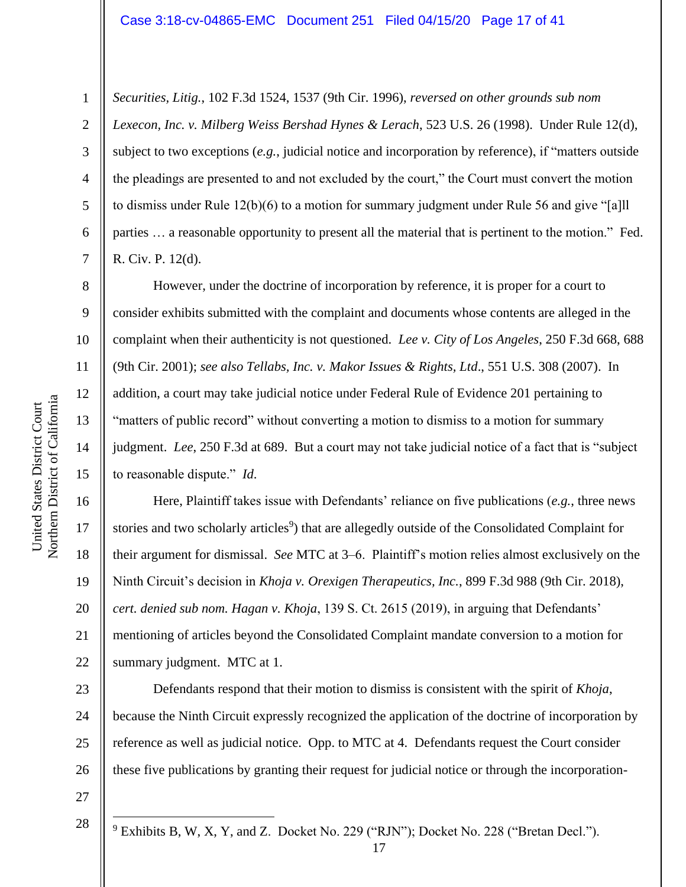*Securities, Litig.*, 102 F.3d 1524, 1537 (9th Cir. 1996), *reversed on other grounds sub nom Lexecon, Inc. v. Milberg Weiss Bershad Hynes & Lerach*, 523 U.S. 26 (1998). Under Rule 12(d), subject to two exceptions (*e.g.*, judicial notice and incorporation by reference), if "matters outside the pleadings are presented to and not excluded by the court," the Court must convert the motion to dismiss under Rule 12(b)(6) to a motion for summary judgment under Rule 56 and give "[a]ll parties … a reasonable opportunity to present all the material that is pertinent to the motion." Fed. R. Civ. P. 12(d).

However, under the doctrine of incorporation by reference, it is proper for a court to consider exhibits submitted with the complaint and documents whose contents are alleged in the complaint when their authenticity is not questioned. *Lee v. City of Los Angeles*, 250 F.3d 668, 688 (9th Cir. 2001); *see also Tellabs, Inc. v. Makor Issues & Rights, Ltd*., 551 U.S. 308 (2007). In addition, a court may take judicial notice under Federal Rule of Evidence 201 pertaining to "matters of public record" without converting a motion to dismiss to a motion for summary judgment. *Lee*, 250 F.3d at 689. But a court may not take judicial notice of a fact that is "subject to reasonable dispute." *Id*.

Here, Plaintiff takes issue with Defendants' reliance on five publications (*e.g.*, three news stories and two scholarly articles[9]) that are allegedly outside of the Consolidated Complaint for their argument for dismissal. *See* MTC at 3–6. Plaintiff's motion relies almost exclusively on the Ninth Circuit's decision in *Khoja v. Orexigen Therapeutics, Inc.*, 899 F.3d 988 (9th Cir. 2018), *cert. denied sub nom. Hagan v. Khoja*, 139 S. Ct. 2615 (2019), in arguing that Defendants' mentioning of articles beyond the Consolidated Complaint mandate conversion to a motion for summary judgment. MTC at 1.

Defendants respond that their motion to dismiss is consistent with the spirit of *Khoja*, because the Ninth Circuit expressly recognized the application of the doctrine of incorporation by reference as well as judicial notice. Opp. to MTC at 4. Defendants request the Court consider these five publications by granting their request for judicial notice or through the incorporation-

---

[9] Exhibits B, W, X, Y, and Z. Docket No. 229 ("RJN"); Docket No. 228 ("Bretan Decl.").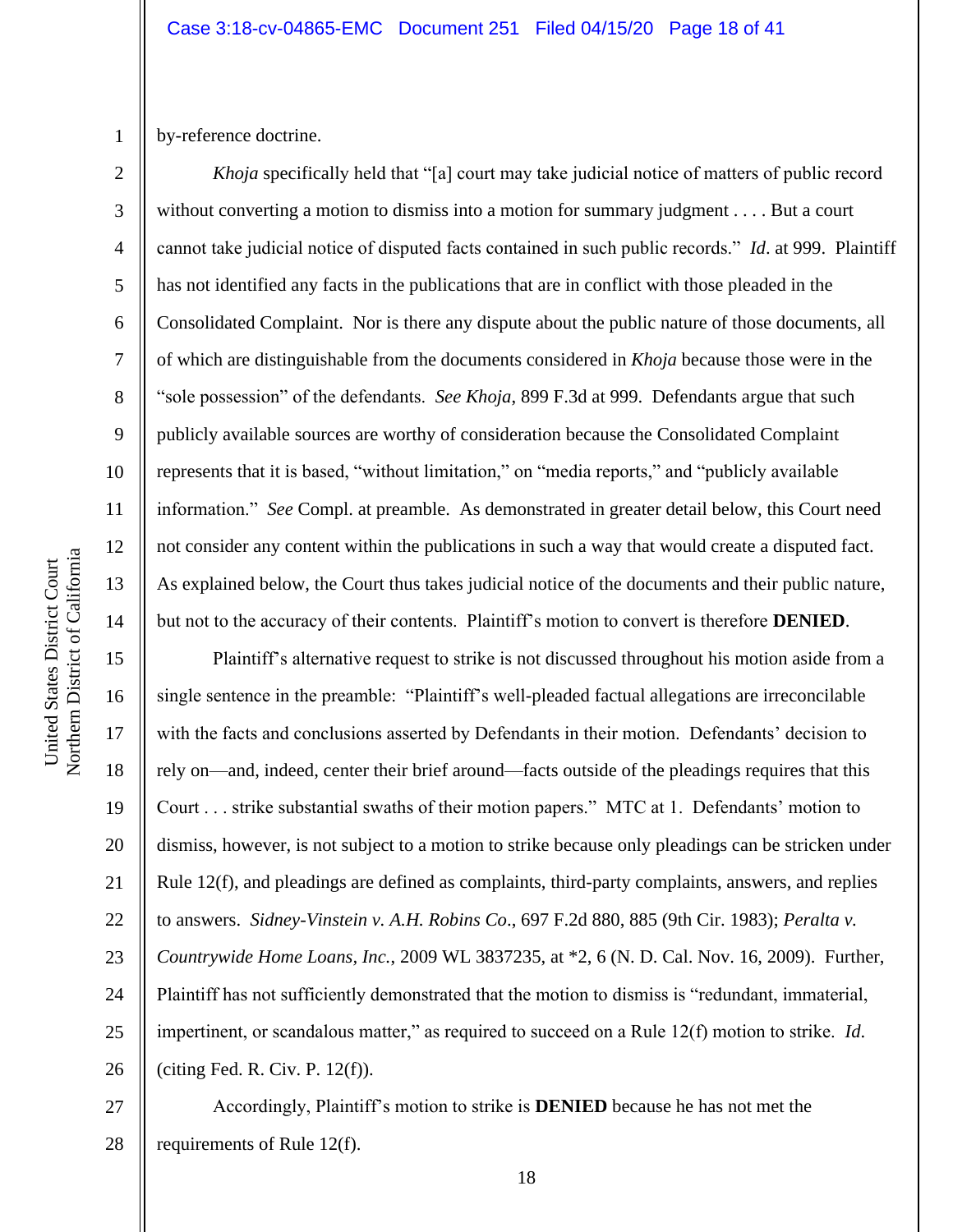by-reference doctrine.

*Khoja* specifically held that "[a] court may take judicial notice of matters of public record without converting a motion to dismiss into a motion for summary judgment . . . . But a court cannot take judicial notice of disputed facts contained in such public records." *Id*. at 999. Plaintiff has not identified any facts in the publications that are in conflict with those pleaded in the Consolidated Complaint. Nor is there any dispute about the public nature of those documents, all of which are distinguishable from the documents considered in *Khoja* because those were in the "sole possession" of the defendants. *See Khoja*, 899 F.3d at 999. Defendants argue that such publicly available sources are worthy of consideration because the Consolidated Complaint represents that it is based, "without limitation," on "media reports," and "publicly available information." *See* Compl. at preamble. As demonstrated in greater detail below, this Court need not consider any content within the publications in such a way that would create a disputed fact. As explained below, the Court thus takes judicial notice of the documents and their public nature, but not to the accuracy of their contents. Plaintiff's motion to convert is therefore **DENIED**.

Plaintiff's alternative request to strike is not discussed throughout his motion aside from a single sentence in the preamble: "Plaintiff's well-pleaded factual allegations are irreconcilable with the facts and conclusions asserted by Defendants in their motion. Defendants' decision to rely on—and, indeed, center their brief around—facts outside of the pleadings requires that this Court . . . strike substantial swaths of their motion papers." MTC at 1. Defendants' motion to dismiss, however, is not subject to a motion to strike because only pleadings can be stricken under Rule 12(f), and pleadings are defined as complaints, third-party complaints, answers, and replies to answers. *Sidney-Vinstein v. A.H. Robins Co*., 697 F.2d 880, 885 (9th Cir. 1983); *Peralta v. Countrywide Home Loans, Inc.*, 2009 WL 3837235, at *2, 6 (N. D. Cal. Nov. 16, 2009). Further, Plaintiff has not sufficiently demonstrated that the motion to dismiss is "redundant, immaterial, impertinent, or scandalous matter," as required to succeed on a Rule 12(f) motion to strike. *Id*. (citing Fed. R. Civ. P. 12(f)).

Accordingly, Plaintiff's motion to strike is **DENIED** because he has not met the requirements of Rule 12(f).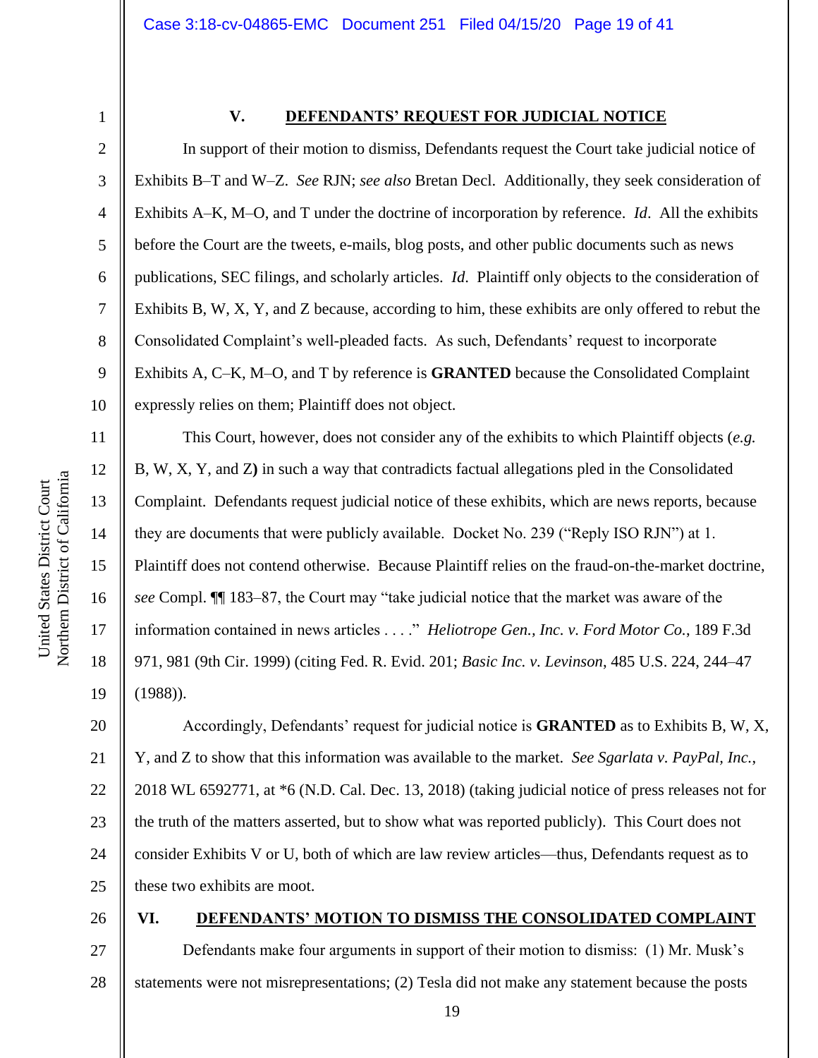## V. DEFENDANTS' REQUEST FOR JUDICIAL NOTICE

In support of their motion to dismiss, Defendants request the Court take judicial notice of Exhibits B–T and W–Z. *See* RJN; *see also* Bretan Decl. Additionally, they seek consideration of Exhibits A–K, M–O, and T under the doctrine of incorporation by reference. *Id*. All the exhibits before the Court are the tweets, e-mails, blog posts, and other public documents such as news publications, SEC filings, and scholarly articles. *Id.* Plaintiff only objects to the consideration of Exhibits B, W, X, Y, and Z because, according to him, these exhibits are only offered to rebut the Consolidated Complaint's well-pleaded facts. As such, Defendants' request to incorporate Exhibits A, C–K, M–O, and T by reference is **GRANTED** because the Consolidated Complaint expressly relies on them; Plaintiff does not object.

This Court, however, does not consider any of the exhibits to which Plaintiff objects (*e.g.* B, W, X, Y, and Z**)** in such a way that contradicts factual allegations pled in the Consolidated Complaint. Defendants request judicial notice of these exhibits, which are news reports, because they are documents that were publicly available. Docket No. 239 ("Reply ISO RJN") at 1. Plaintiff does not contend otherwise. Because Plaintiff relies on the fraud-on-the-market doctrine, *see* Compl. ¶¶ 183–87, the Court may "take judicial notice that the market was aware of the information contained in news articles . . . ." *Heliotrope Gen., Inc. v. Ford Motor Co.*, 189 F.3d 971, 981 (9th Cir. 1999) (citing Fed. R. Evid. 201; *Basic Inc. v. Levinson*, 485 U.S. 224, 244–47 (1988)).

Accordingly, Defendants' request for judicial notice is **GRANTED** as to Exhibits B, W, X, Y, and Z to show that this information was available to the market. *See Sgarlata v. PayPal, Inc.*, 2018 WL 6592771, at *6 (N.D. Cal. Dec. 13, 2018) (taking judicial notice of press releases not for the truth of the matters asserted, but to show what was reported publicly). This Court does not consider Exhibits V or U, both of which are law review articles—thus, Defendants request as to these two exhibits are moot.

## VI. DEFENDANTS' MOTION TO DISMISS THE CONSOLIDATED COMPLAINT

Defendants make four arguments in support of their motion to dismiss: (1) Mr. Musk's statements were not misrepresentations; (2) Tesla did not make any statement because the posts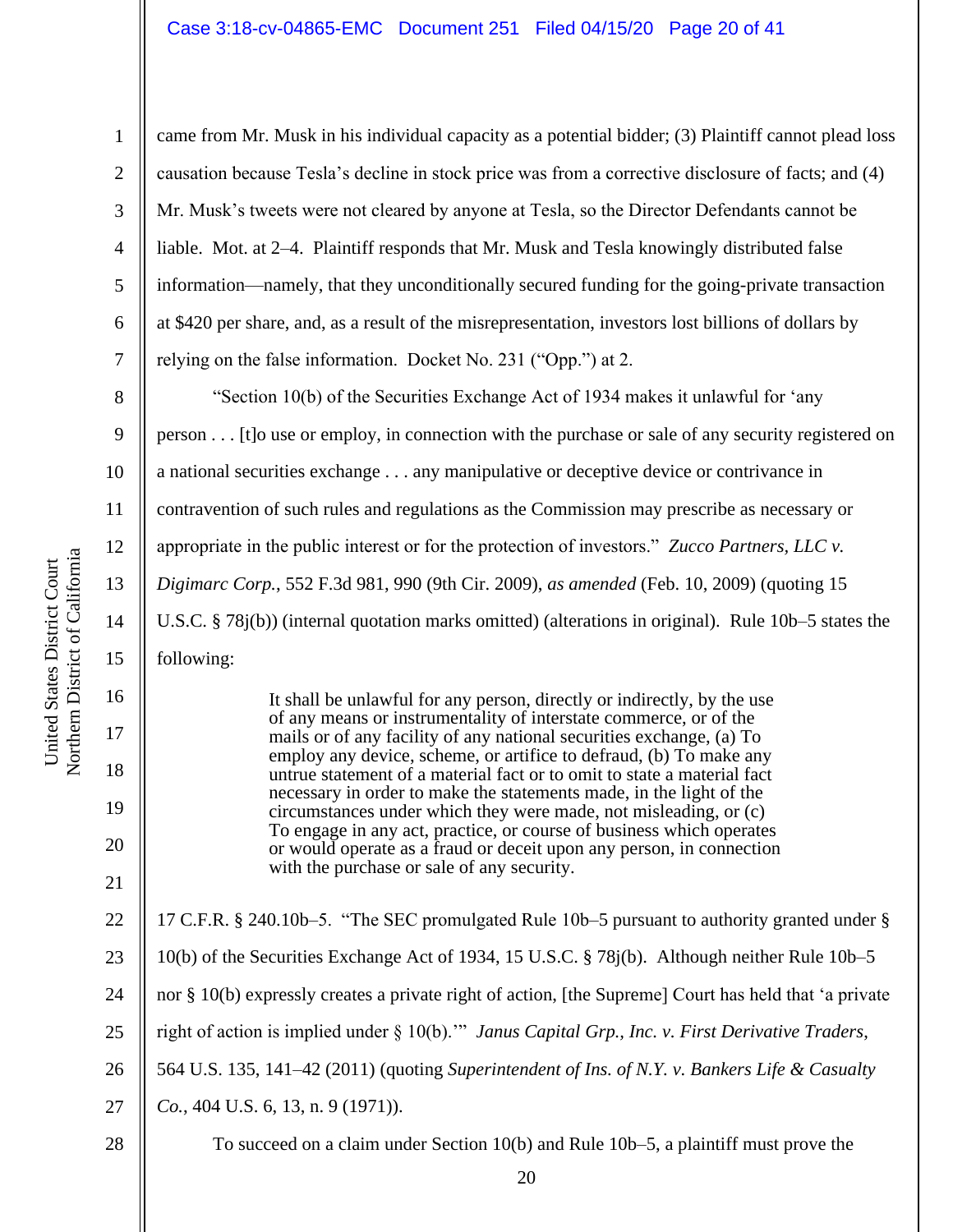came from Mr. Musk in his individual capacity as a potential bidder; (3) Plaintiff cannot plead loss causation because Tesla's decline in stock price was from a corrective disclosure of facts; and (4) Mr. Musk's tweets were not cleared by anyone at Tesla, so the Director Defendants cannot be liable. Mot. at 2–4. Plaintiff responds that Mr. Musk and Tesla knowingly distributed false information—namely, that they unconditionally secured funding for the going-private transaction at $420 per share, and, as a result of the misrepresentation, investors lost billions of dollars by relying on the false information. Docket No. 231 ("Opp.") at 2.

"Section 10(b) of the Securities Exchange Act of 1934 makes it unlawful for 'any person . . . [t]o use or employ, in connection with the purchase or sale of any security registered on a national securities exchange . . . any manipulative or deceptive device or contrivance in contravention of such rules and regulations as the Commission may prescribe as necessary or appropriate in the public interest or for the protection of investors." *Zucco Partners, LLC v. Digimarc Corp.*, 552 F.3d 981, 990 (9th Cir. 2009), *as amended* (Feb. 10, 2009) (quoting 15 U.S.C. § 78j(b)) (internal quotation marks omitted) (alterations in original). Rule 10b–5 states the following:

> It shall be unlawful for any person, directly or indirectly, by the use of any means or instrumentality of interstate commerce, or of the mails or of any facility of any national securities exchange, (a) To employ any device, scheme, or artifice to defraud, (b) To make any untrue statement of a material fact or to omit to state a material fact necessary in order to make the statements made, in the light of the circumstances under which they were made, not misleading, or (c) To engage in any act, practice, or course of business which operates or would operate as a fraud or deceit upon any person, in connection with the purchase or sale of any security.

17 C.F.R. § 240.10b–5. "The SEC promulgated Rule 10b–5 pursuant to authority granted under § 10(b) of the Securities Exchange Act of 1934, 15 U.S.C. § 78j(b). Although neither Rule 10b–5 nor § 10(b) expressly creates a private right of action, [the Supreme] Court has held that 'a private right of action is implied under § 10(b).'" *Janus Capital Grp., Inc. v. First Derivative Traders*, 564 U.S. 135, 141–42 (2011) (quoting *Superintendent of Ins. of N.Y. v. Bankers Life & Casualty Co.*, 404 U.S. 6, 13, n. 9 (1971)).

To succeed on a claim under Section 10(b) and Rule 10b–5, a plaintiff must prove the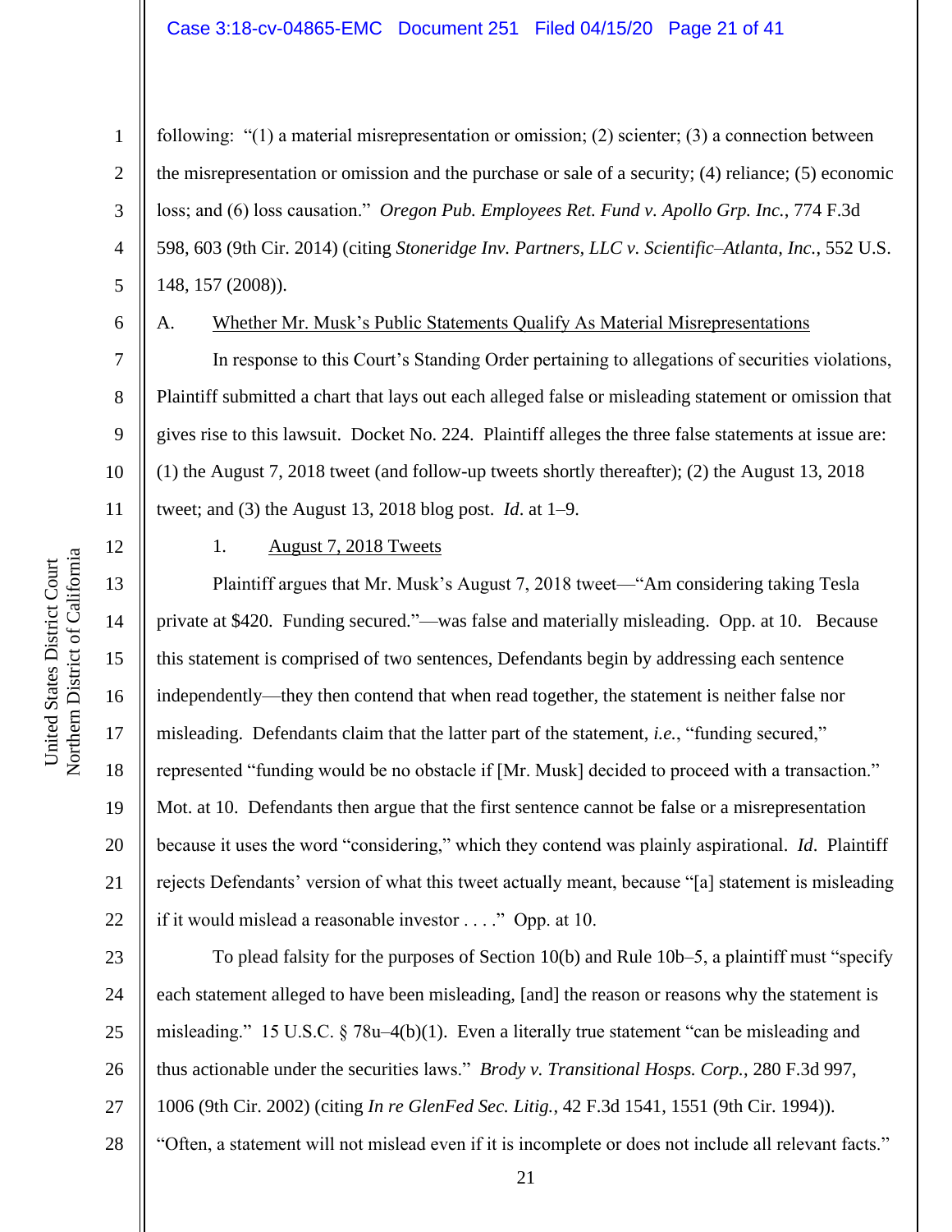following: "(1) a material misrepresentation or omission; (2) scienter; (3) a connection between the misrepresentation or omission and the purchase or sale of a security; (4) reliance; (5) economic loss; and (6) loss causation." *Oregon Pub. Employees Ret. Fund v. Apollo Grp. Inc.*, 774 F.3d 598, 603 (9th Cir. 2014) (citing *Stoneridge Inv. Partners, LLC v. Scientific–Atlanta, Inc.*, 552 U.S. 148, 157 (2008)).

A. Whether Mr. Musk's Public Statements Qualify As Material Misrepresentations

In response to this Court's Standing Order pertaining to allegations of securities violations, Plaintiff submitted a chart that lays out each alleged false or misleading statement or omission that gives rise to this lawsuit. Docket No. 224. Plaintiff alleges the three false statements at issue are: (1) the August 7, 2018 tweet (and follow-up tweets shortly thereafter); (2) the August 13, 2018 tweet; and (3) the August 13, 2018 blog post. *Id*. at 1–9.

1. August 7, 2018 Tweets

Plaintiff argues that Mr. Musk's August 7, 2018 tweet—"Am considering taking Tesla private at $420. Funding secured."—was false and materially misleading. Opp. at 10. Because this statement is comprised of two sentences, Defendants begin by addressing each sentence independently—they then contend that when read together, the statement is neither false nor misleading. Defendants claim that the latter part of the statement, *i.e.*, "funding secured," represented "funding would be no obstacle if [Mr. Musk] decided to proceed with a transaction." Mot. at 10. Defendants then argue that the first sentence cannot be false or a misrepresentation because it uses the word "considering," which they contend was plainly aspirational. *Id*. Plaintiff rejects Defendants' version of what this tweet actually meant, because "[a] statement is misleading if it would mislead a reasonable investor . . . ." Opp. at 10.

To plead falsity for the purposes of Section 10(b) and Rule 10b–5, a plaintiff must "specify each statement alleged to have been misleading, [and] the reason or reasons why the statement is misleading." 15 U.S.C. § 78u–4(b)(1). Even a literally true statement "can be misleading and thus actionable under the securities laws." *Brody v. Transitional Hosps. Corp.*, 280 F.3d 997, 1006 (9th Cir. 2002) (citing *In re GlenFed Sec. Litig.*, 42 F.3d 1541, 1551 (9th Cir. 1994)). "Often, a statement will not mislead even if it is incomplete or does not include all relevant facts."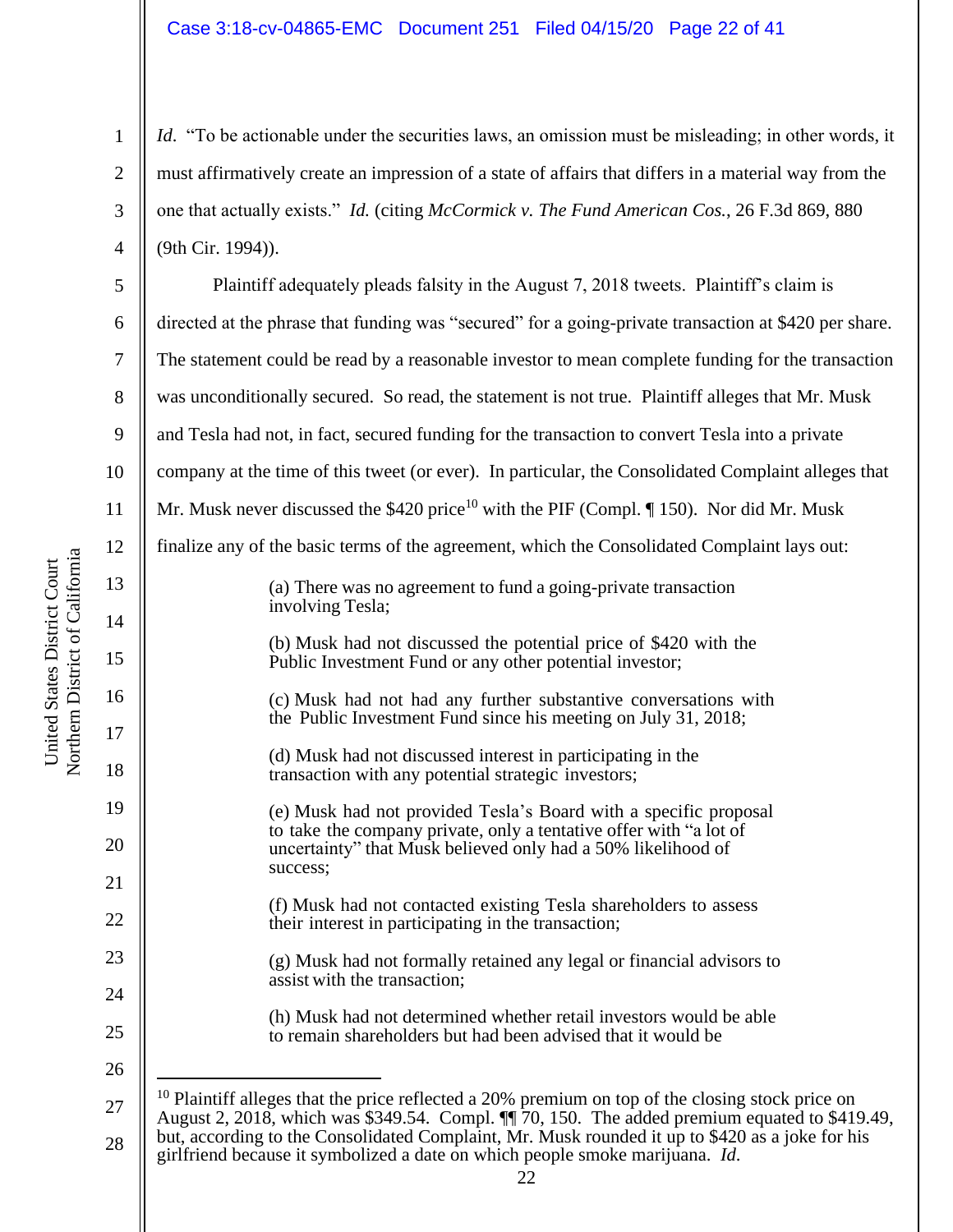*Id*. "To be actionable under the securities laws, an omission must be misleading; in other words, it must affirmatively create an impression of a state of affairs that differs in a material way from the one that actually exists." *Id.* (citing *McCormick v. The Fund American Cos.*, 26 F.3d 869, 880 (9th Cir. 1994)).

Plaintiff adequately pleads falsity in the August 7, 2018 tweets. Plaintiff's claim is directed at the phrase that funding was "secured" for a going-private transaction at $420 per share. The statement could be read by a reasonable investor to mean complete funding for the transaction was unconditionally secured. So read, the statement is not true. Plaintiff alleges that Mr. Musk and Tesla had not, in fact, secured funding for the transaction to convert Tesla into a private company at the time of this tweet (or ever). In particular, the Consolidated Complaint alleges that Mr. Musk never discussed the $420 price[10] with the PIF (Compl. ¶ 150). Nor did Mr. Musk finalize any of the basic terms of the agreement, which the Consolidated Complaint lays out:

> (a) There was no agreement to fund a going-private transaction involving Tesla;
>
> (b) Musk had not discussed the potential price of $420 with the Public Investment Fund or any other potential investor;
>
> (c) Musk had not had any further substantive conversations with the Public Investment Fund since his meeting on July 31, 2018;
>
> (d) Musk had not discussed interest in participating in the transaction with any potential strategic investors;
>
> (e) Musk had not provided Tesla's Board with a specific proposal to take the company private, only a tentative offer with "a lot of uncertainty" that Musk believed only had a 50% likelihood of success;
>
> (f) Musk had not contacted existing Tesla shareholders to assess their interest in participating in the transaction;
>
> (g) Musk had not formally retained any legal or financial advisors to assist with the transaction;
>
> (h) Musk had not determined whether retail investors would be able to remain shareholders but had been advised that it would be

---

[10] Plaintiff alleges that the price reflected a 20% premium on top of the closing stock price on August 2, 2018, which was $349.54. Compl. ¶¶ 70, 150. The added premium equated to $419.49, but, according to the Consolidated Complaint, Mr. Musk rounded it up to $420 as a joke for his girlfriend because it symbolized a date on which people smoke marijuana. *Id.*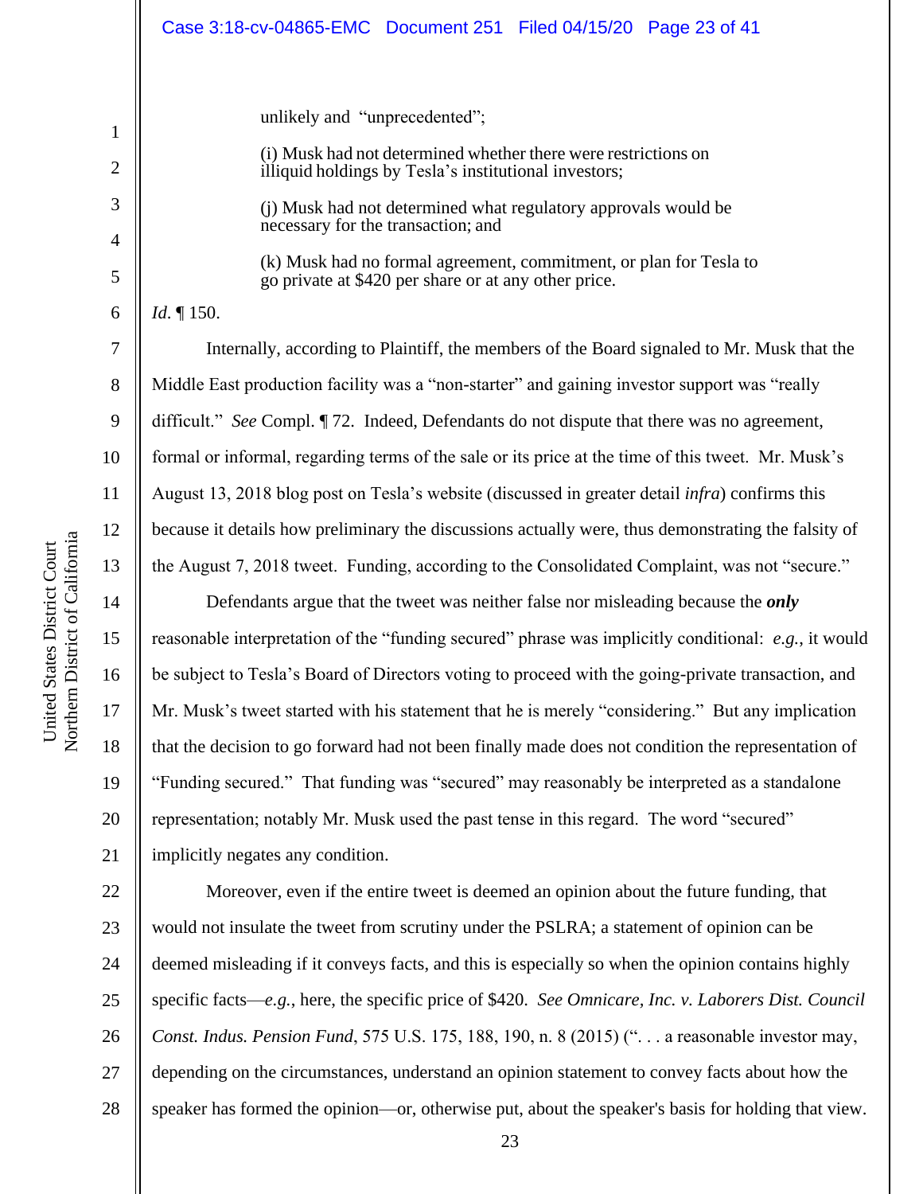unlikely and "unprecedented";

(i) Musk had not determined whether there were restrictions on illiquid holdings by Tesla's institutional investors;

(j) Musk had not determined what regulatory approvals would be necessary for the transaction; and

(k) Musk had no formal agreement, commitment, or plan for Tesla to go private at $420 per share or at any other price.

*Id.* ¶ 150.

Internally, according to Plaintiff, the members of the Board signaled to Mr. Musk that the Middle East production facility was a "non-starter" and gaining investor support was "really difficult." *See* Compl. ¶ 72. Indeed, Defendants do not dispute that there was no agreement, formal or informal, regarding terms of the sale or its price at the time of this tweet. Mr. Musk's August 13, 2018 blog post on Tesla's website (discussed in greater detail *infra*) confirms this because it details how preliminary the discussions actually were, thus demonstrating the falsity of the August 7, 2018 tweet. Funding, according to the Consolidated Complaint, was not "secure."

Defendants argue that the tweet was neither false nor misleading because the ***only*** reasonable interpretation of the "funding secured" phrase was implicitly conditional: *e.g.*, it would be subject to Tesla's Board of Directors voting to proceed with the going-private transaction, and Mr. Musk's tweet started with his statement that he is merely "considering." But any implication that the decision to go forward had not been finally made does not condition the representation of "Funding secured." That funding was "secured" may reasonably be interpreted as a standalone representation; notably Mr. Musk used the past tense in this regard. The word "secured" implicitly negates any condition.

Moreover, even if the entire tweet is deemed an opinion about the future funding, that would not insulate the tweet from scrutiny under the PSLRA; a statement of opinion can be deemed misleading if it conveys facts, and this is especially so when the opinion contains highly specific facts—*e.g.*, here, the specific price of $420. *See Omnicare, Inc. v. Laborers Dist. Council Const. Indus. Pension Fund*, 575 U.S. 175, 188, 190, n. 8 (2015) (". . . a reasonable investor may, depending on the circumstances, understand an opinion statement to convey facts about how the speaker has formed the opinion—or, otherwise put, about the speaker's basis for holding that view.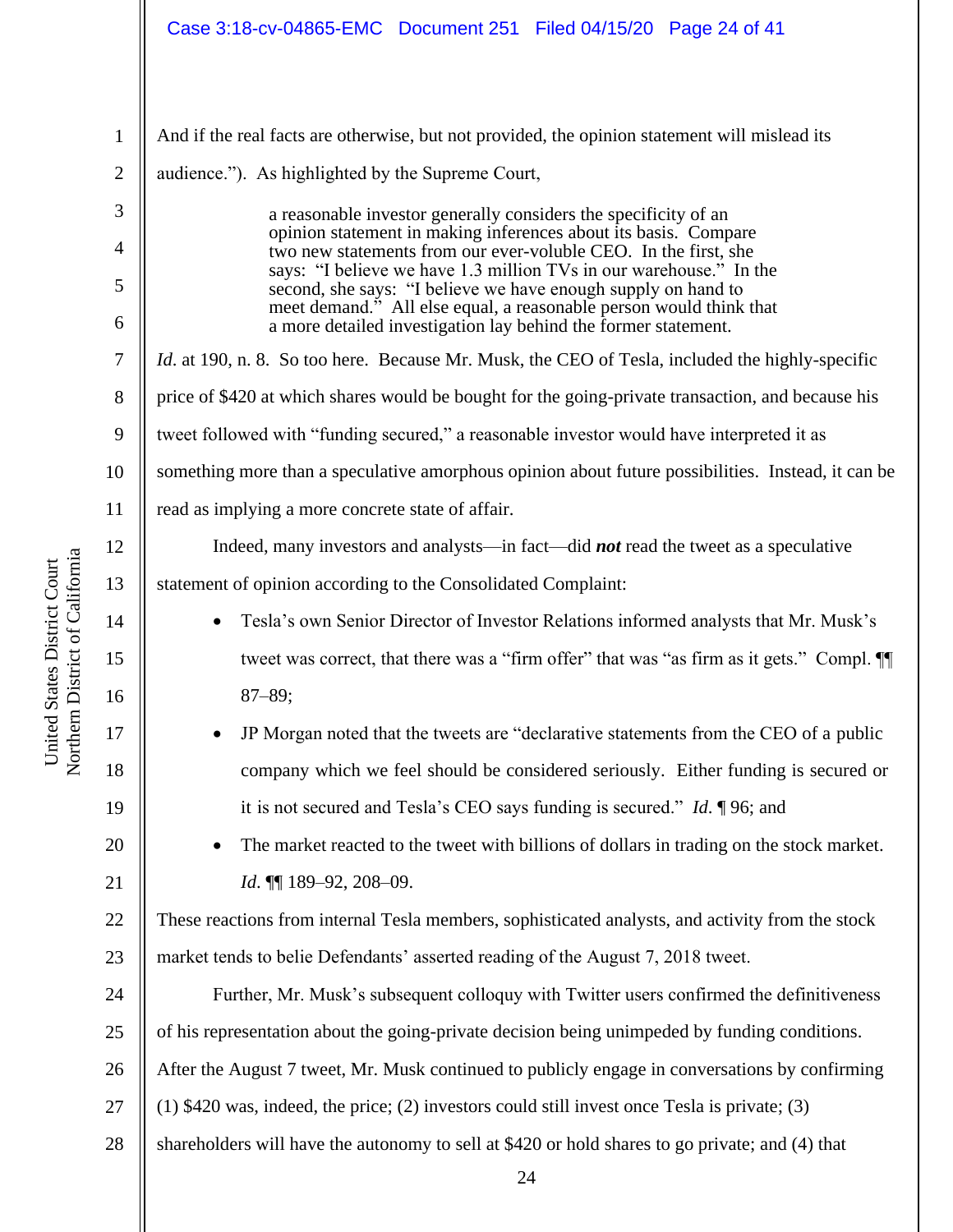And if the real facts are otherwise, but not provided, the opinion statement will mislead its audience."). As highlighted by the Supreme Court,

> a reasonable investor generally considers the specificity of an opinion statement in making inferences about its basis. Compare two new statements from our ever-voluble CEO. In the first, she says: "I believe we have 1.3 million TVs in our warehouse." In the second, she says: "I believe we have enough supply on hand to meet demand." All else equal, a reasonable person would think that a more detailed investigation lay behind the former statement.

*Id*. at 190, n. 8. So too here. Because Mr. Musk, the CEO of Tesla, included the highly-specific price of $420 at which shares would be bought for the going-private transaction, and because his tweet followed with "funding secured," a reasonable investor would have interpreted it as something more than a speculative amorphous opinion about future possibilities. Instead, it can be read as implying a more concrete state of affair.

Indeed, many investors and analysts—in fact—did ***not*** read the tweet as a speculative statement of opinion according to the Consolidated Complaint:

- Tesla's own Senior Director of Investor Relations informed analysts that Mr. Musk's tweet was correct, that there was a "firm offer" that was "as firm as it gets." Compl. ¶¶ 87–89;
- JP Morgan noted that the tweets are "declarative statements from the CEO of a public company which we feel should be considered seriously. Either funding is secured or it is not secured and Tesla's CEO says funding is secured." *Id*. ¶ 96; and
- The market reacted to the tweet with billions of dollars in trading on the stock market. *Id*. ¶¶ 189–92, 208–09.

These reactions from internal Tesla members, sophisticated analysts, and activity from the stock market tends to belie Defendants' asserted reading of the August 7, 2018 tweet.

Further, Mr. Musk's subsequent colloquy with Twitter users confirmed the definitiveness of his representation about the going-private decision being unimpeded by funding conditions. After the August 7 tweet, Mr. Musk continued to publicly engage in conversations by confirming (1) $420 was, indeed, the price; (2) investors could still invest once Tesla is private; (3) shareholders will have the autonomy to sell at $420 or hold shares to go private; and (4) that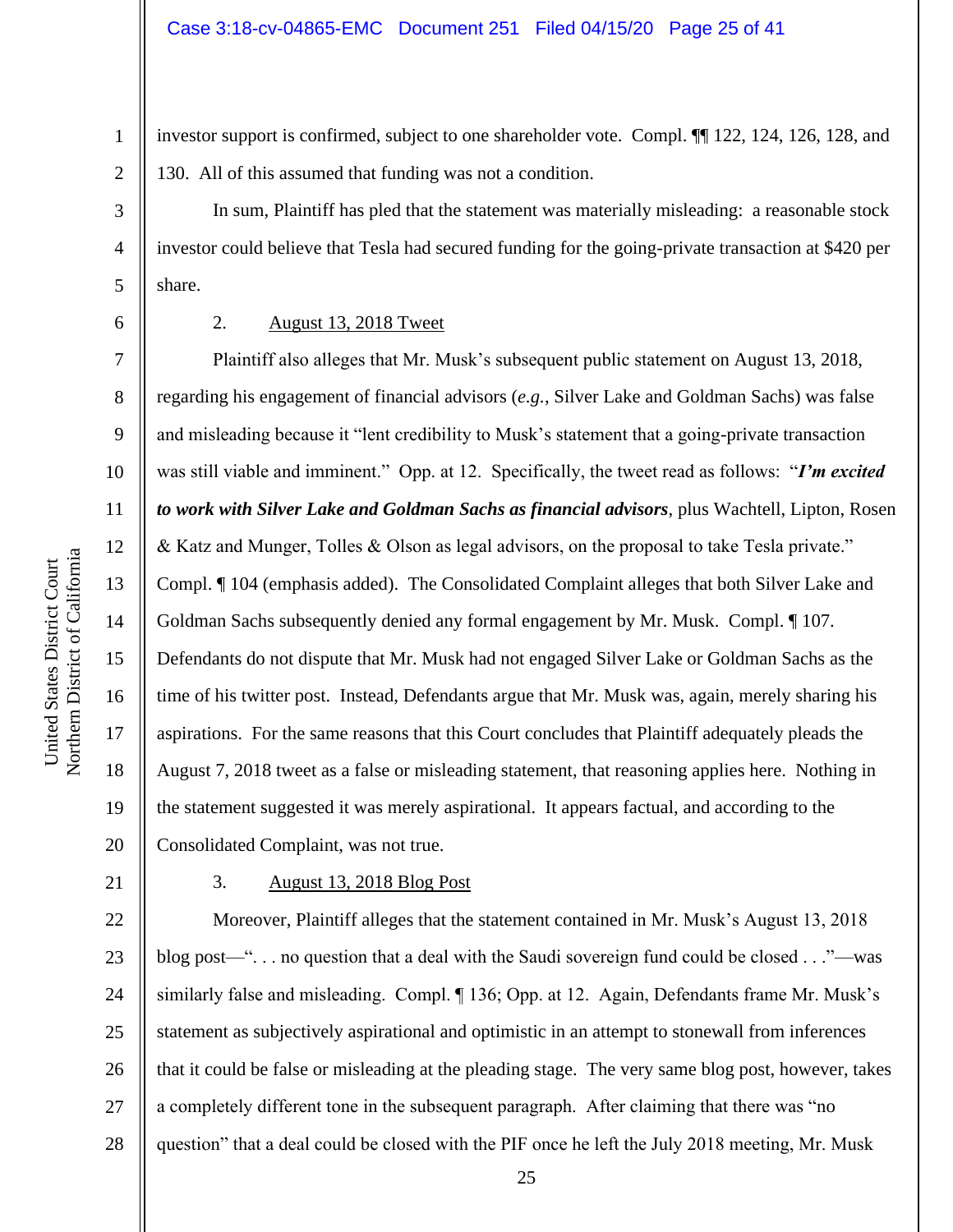investor support is confirmed, subject to one shareholder vote. Compl. ¶¶ 122, 124, 126, 128, and 130. All of this assumed that funding was not a condition.

In sum, Plaintiff has pled that the statement was materially misleading: a reasonable stock investor could believe that Tesla had secured funding for the going-private transaction at $420 per share.

2. August 13, 2018 Tweet

Plaintiff also alleges that Mr. Musk's subsequent public statement on August 13, 2018, regarding his engagement of financial advisors (*e.g.*, Silver Lake and Goldman Sachs) was false and misleading because it "lent credibility to Musk's statement that a going-private transaction was still viable and imminent." Opp. at 12. Specifically, the tweet read as follows: "***I'm excited to work with Silver Lake and Goldman Sachs as financial advisors***, plus Wachtell, Lipton, Rosen & Katz and Munger, Tolles & Olson as legal advisors, on the proposal to take Tesla private." Compl. ¶ 104 (emphasis added). The Consolidated Complaint alleges that both Silver Lake and Goldman Sachs subsequently denied any formal engagement by Mr. Musk. Compl. ¶ 107. Defendants do not dispute that Mr. Musk had not engaged Silver Lake or Goldman Sachs as the time of his twitter post. Instead, Defendants argue that Mr. Musk was, again, merely sharing his aspirations. For the same reasons that this Court concludes that Plaintiff adequately pleads the August 7, 2018 tweet as a false or misleading statement, that reasoning applies here. Nothing in the statement suggested it was merely aspirational. It appears factual, and according to the Consolidated Complaint, was not true.

3. August 13, 2018 Blog Post

Moreover, Plaintiff alleges that the statement contained in Mr. Musk's August 13, 2018 blog post—". . . no question that a deal with the Saudi sovereign fund could be closed . . ."—was similarly false and misleading. Compl. ¶ 136; Opp. at 12. Again, Defendants frame Mr. Musk's statement as subjectively aspirational and optimistic in an attempt to stonewall from inferences that it could be false or misleading at the pleading stage. The very same blog post, however, takes a completely different tone in the subsequent paragraph. After claiming that there was "no question" that a deal could be closed with the PIF once he left the July 2018 meeting, Mr. Musk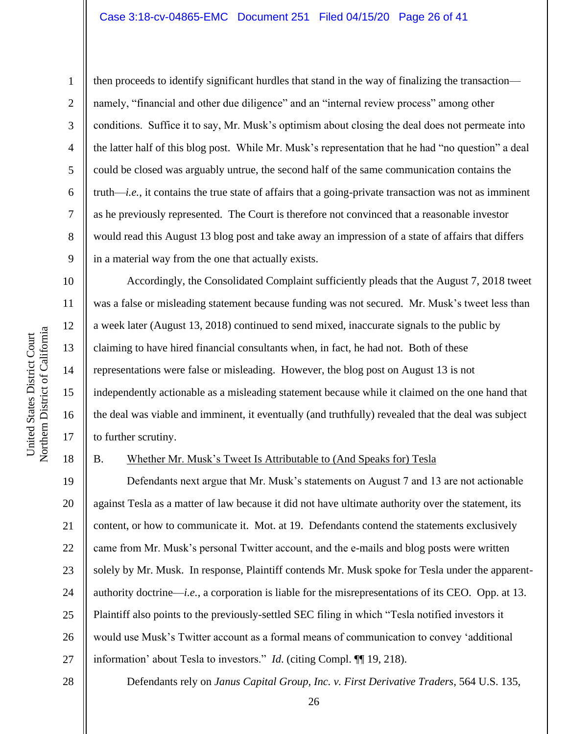then proceeds to identify significant hurdles that stand in the way of finalizing the transaction—namely, "financial and other due diligence" and an "internal review process" among other conditions. Suffice it to say, Mr. Musk's optimism about closing the deal does not permeate into the latter half of this blog post. While Mr. Musk's representation that he had "no question" a deal could be closed was arguably untrue, the second half of the same communication contains the truth—*i.e.*, it contains the true state of affairs that a going-private transaction was not as imminent as he previously represented. The Court is therefore not convinced that a reasonable investor would read this August 13 blog post and take away an impression of a state of affairs that differs in a material way from the one that actually exists.

Accordingly, the Consolidated Complaint sufficiently pleads that the August 7, 2018 tweet was a false or misleading statement because funding was not secured. Mr. Musk's tweet less than a week later (August 13, 2018) continued to send mixed, inaccurate signals to the public by claiming to have hired financial consultants when, in fact, he had not. Both of these representations were false or misleading. However, the blog post on August 13 is not independently actionable as a misleading statement because while it claimed on the one hand that the deal was viable and imminent, it eventually (and truthfully) revealed that the deal was subject to further scrutiny.

B. <u>Whether Mr. Musk's Tweet Is Attributable to (And Speaks for) Tesla</u>

Defendants next argue that Mr. Musk's statements on August 7 and 13 are not actionable against Tesla as a matter of law because it did not have ultimate authority over the statement, its content, or how to communicate it. Mot. at 19. Defendants contend the statements exclusively came from Mr. Musk's personal Twitter account, and the e-mails and blog posts were written solely by Mr. Musk. In response, Plaintiff contends Mr. Musk spoke for Tesla under the apparent-authority doctrine—*i.e.*, a corporation is liable for the misrepresentations of its CEO. Opp. at 13. Plaintiff also points to the previously-settled SEC filing in which "Tesla notified investors it would use Musk's Twitter account as a formal means of communication to convey 'additional information' about Tesla to investors." *Id.* (citing Compl. ¶¶ 19, 218).

Defendants rely on *Janus Capital Group, Inc. v. First Derivative Traders*, 564 U.S. 135,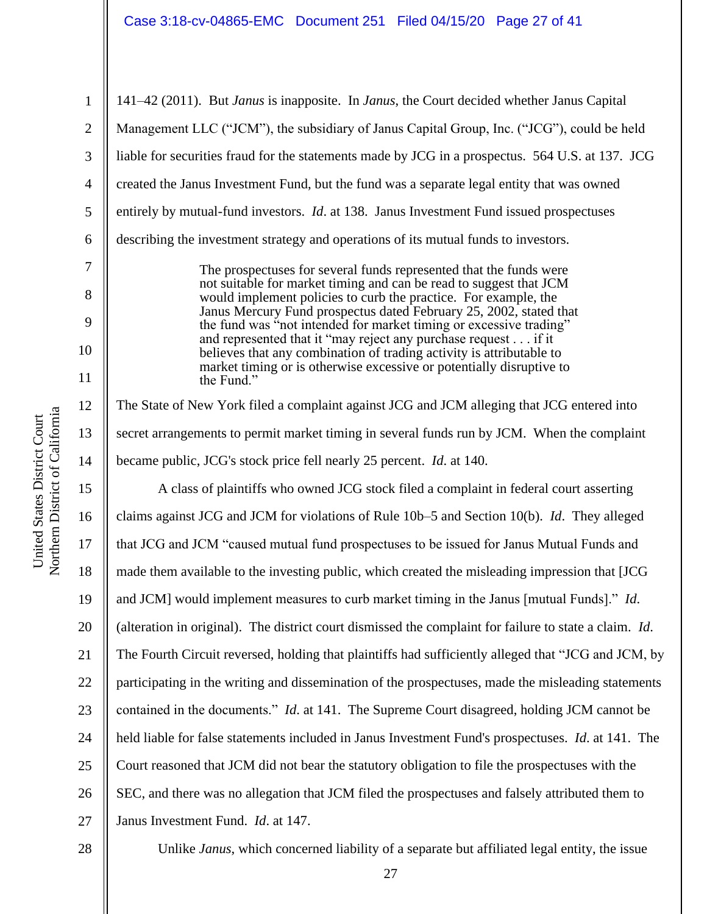141–42 (2011). But *Janus* is inapposite. In *Janus*, the Court decided whether Janus Capital Management LLC ("JCM"), the subsidiary of Janus Capital Group, Inc. ("JCG"), could be held liable for securities fraud for the statements made by JCG in a prospectus. 564 U.S. at 137. JCG created the Janus Investment Fund, but the fund was a separate legal entity that was owned entirely by mutual-fund investors. *Id*. at 138. Janus Investment Fund issued prospectuses describing the investment strategy and operations of its mutual funds to investors.

> The prospectuses for several funds represented that the funds were not suitable for market timing and can be read to suggest that JCM would implement policies to curb the practice. For example, the Janus Mercury Fund prospectus dated February 25, 2002, stated that the fund was "not intended for market timing or excessive trading" and represented that it "may reject any purchase request . . . if it believes that any combination of trading activity is attributable to market timing or is otherwise excessive or potentially disruptive to the Fund."

The State of New York filed a complaint against JCG and JCM alleging that JCG entered into secret arrangements to permit market timing in several funds run by JCM. When the complaint became public, JCG's stock price fell nearly 25 percent. *Id*. at 140.

A class of plaintiffs who owned JCG stock filed a complaint in federal court asserting claims against JCG and JCM for violations of Rule 10b–5 and Section 10(b). *Id*. They alleged that JCG and JCM "caused mutual fund prospectuses to be issued for Janus Mutual Funds and made them available to the investing public, which created the misleading impression that [JCG and JCM] would implement measures to curb market timing in the Janus [mutual Funds]." *Id*. (alteration in original). The district court dismissed the complaint for failure to state a claim. *Id*. The Fourth Circuit reversed, holding that plaintiffs had sufficiently alleged that "JCG and JCM, by participating in the writing and dissemination of the prospectuses, made the misleading statements contained in the documents." *Id*. at 141. The Supreme Court disagreed, holding JCM cannot be held liable for false statements included in Janus Investment Fund's prospectuses. *Id*. at 141. The Court reasoned that JCM did not bear the statutory obligation to file the prospectuses with the SEC, and there was no allegation that JCM filed the prospectuses and falsely attributed them to Janus Investment Fund. *Id*. at 147.

Unlike *Janus*, which concerned liability of a separate but affiliated legal entity, the issue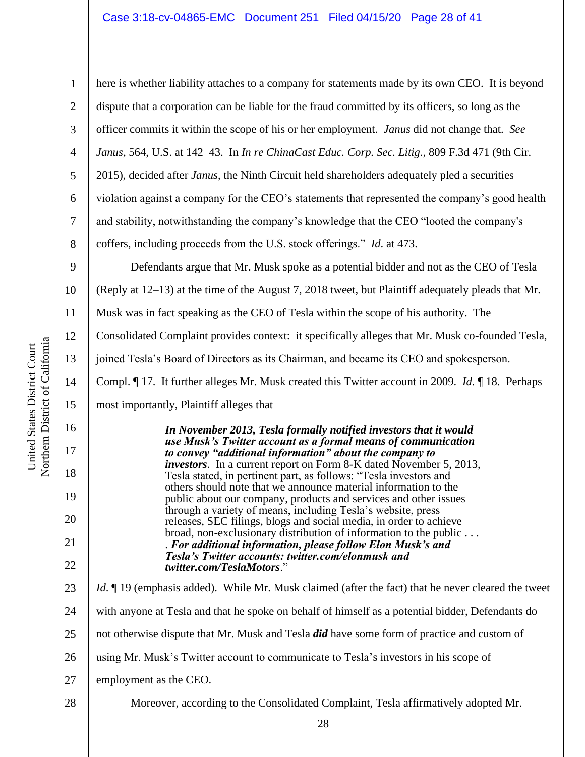here is whether liability attaches to a company for statements made by its own CEO. It is beyond dispute that a corporation can be liable for the fraud committed by its officers, so long as the officer commits it within the scope of his or her employment. *Janus* did not change that. *See Janus*, 564, U.S. at 142–43. In *In re ChinaCast Educ. Corp. Sec. Litig.*, 809 F.3d 471 (9th Cir. 2015), decided after *Janus*, the Ninth Circuit held shareholders adequately pled a securities violation against a company for the CEO's statements that represented the company's good health and stability, notwithstanding the company's knowledge that the CEO "looted the company's coffers, including proceeds from the U.S. stock offerings." *Id.* at 473.

Defendants argue that Mr. Musk spoke as a potential bidder and not as the CEO of Tesla (Reply at 12–13) at the time of the August 7, 2018 tweet, but Plaintiff adequately pleads that Mr. Musk was in fact speaking as the CEO of Tesla within the scope of his authority. The Consolidated Complaint provides context: it specifically alleges that Mr. Musk co-founded Tesla, joined Tesla's Board of Directors as its Chairman, and became its CEO and spokesperson. Compl. ¶ 17. It further alleges Mr. Musk created this Twitter account in 2009. *Id.* ¶ 18. Perhaps most importantly, Plaintiff alleges that

> ***In November 2013, Tesla formally notified investors that it would use Musk's Twitter account as a formal means of communication to convey "additional information" about the company to investors***. In a current report on Form 8-K dated November 5, 2013, Tesla stated, in pertinent part, as follows: "Tesla investors and others should note that we announce material information to the public about our company, products and services and other issues through a variety of means, including Tesla's website, press releases, SEC filings, blogs and social media, in order to achieve broad, non-exclusionary distribution of information to the public . . . . ***For additional information, please follow Elon Musk's and Tesla's Twitter accounts: twitter.com/elonmusk and twitter.com/TeslaMotors***."

*Id.* ¶ 19 (emphasis added). While Mr. Musk claimed (after the fact) that he never cleared the tweet with anyone at Tesla and that he spoke on behalf of himself as a potential bidder, Defendants do not otherwise dispute that Mr. Musk and Tesla ***did*** have some form of practice and custom of using Mr. Musk's Twitter account to communicate to Tesla's investors in his scope of employment as the CEO.

Moreover, according to the Consolidated Complaint, Tesla affirmatively adopted Mr.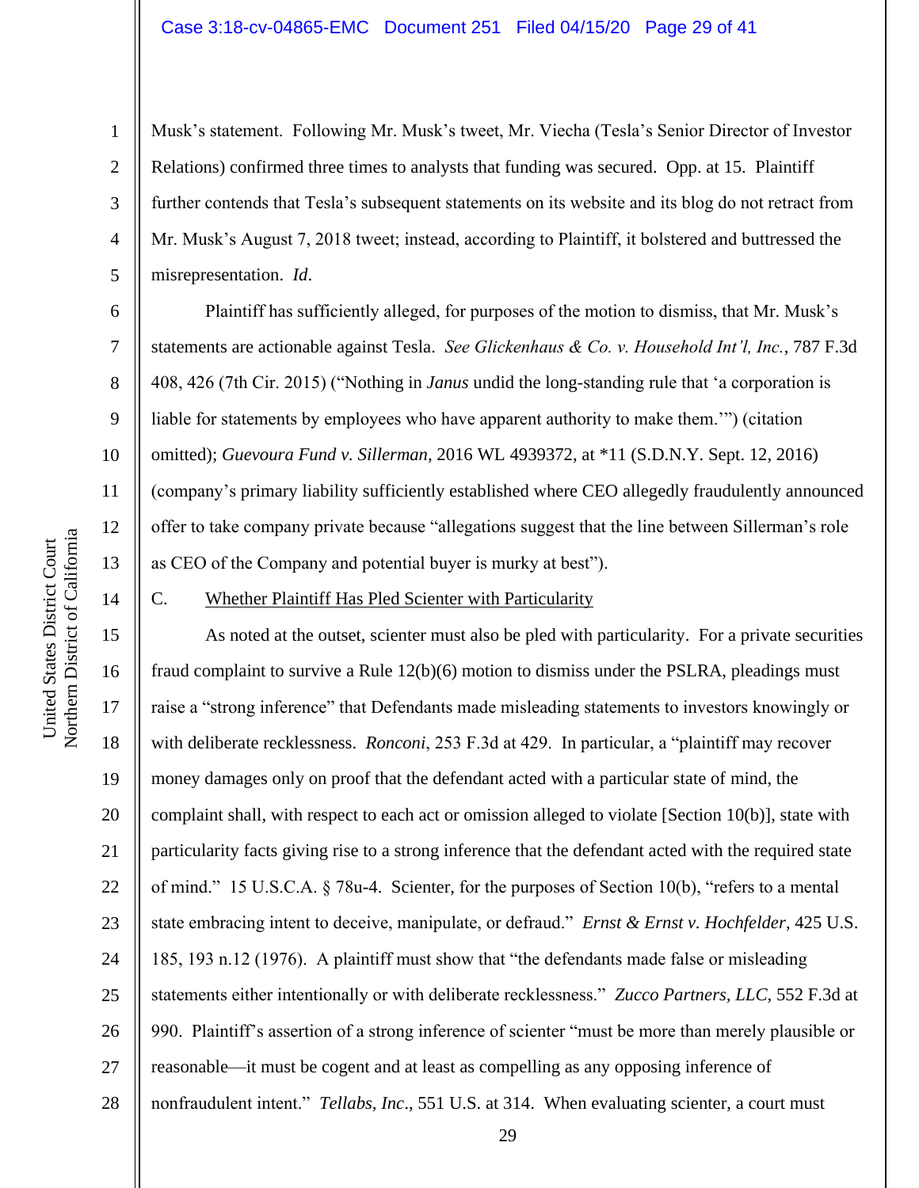Musk's statement. Following Mr. Musk's tweet, Mr. Viecha (Tesla's Senior Director of Investor Relations) confirmed three times to analysts that funding was secured. Opp. at 15. Plaintiff further contends that Tesla's subsequent statements on its website and its blog do not retract from Mr. Musk's August 7, 2018 tweet; instead, according to Plaintiff, it bolstered and buttressed the misrepresentation. *Id*.

Plaintiff has sufficiently alleged, for purposes of the motion to dismiss, that Mr. Musk's statements are actionable against Tesla. *See Glickenhaus & Co. v. Household Int'l, Inc.*, 787 F.3d 408, 426 (7th Cir. 2015) ("Nothing in *Janus* undid the long-standing rule that 'a corporation is liable for statements by employees who have apparent authority to make them.'") (citation omitted); *Guevoura Fund v. Sillerman,* 2016 WL 4939372, at *11 (S.D.N.Y. Sept. 12, 2016) (company's primary liability sufficiently established where CEO allegedly fraudulently announced offer to take company private because "allegations suggest that the line between Sillerman's role as CEO of the Company and potential buyer is murky at best").

### C. Whether Plaintiff Has Pled Scienter with Particularity

As noted at the outset, scienter must also be pled with particularity. For a private securities fraud complaint to survive a Rule 12(b)(6) motion to dismiss under the PSLRA, pleadings must raise a "strong inference" that Defendants made misleading statements to investors knowingly or with deliberate recklessness. *Ronconi*, 253 F.3d at 429. In particular, a "plaintiff may recover money damages only on proof that the defendant acted with a particular state of mind, the complaint shall, with respect to each act or omission alleged to violate [Section 10(b)], state with particularity facts giving rise to a strong inference that the defendant acted with the required state of mind." 15 U.S.C.A. § 78u-4. Scienter, for the purposes of Section 10(b), "refers to a mental state embracing intent to deceive, manipulate, or defraud." *Ernst & Ernst v. Hochfelder*, 425 U.S. 185, 193 n.12 (1976). A plaintiff must show that "the defendants made false or misleading statements either intentionally or with deliberate recklessness." *Zucco Partners, LLC*, 552 F.3d at 990. Plaintiff's assertion of a strong inference of scienter "must be more than merely plausible or reasonable—it must be cogent and at least as compelling as any opposing inference of nonfraudulent intent." *Tellabs, Inc*., 551 U.S. at 314. When evaluating scienter, a court must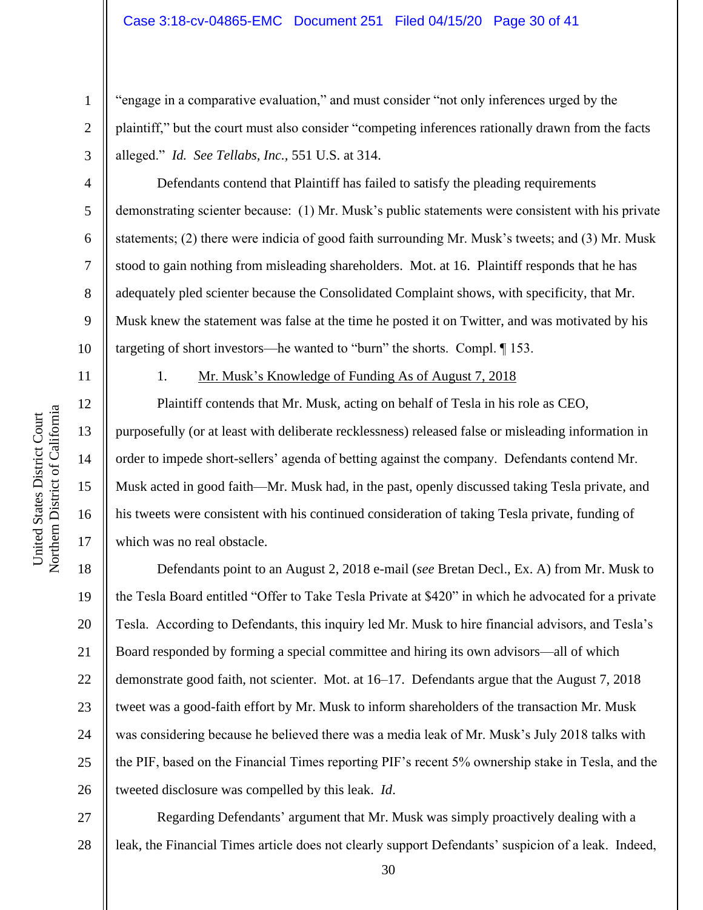"engage in a comparative evaluation," and must consider "not only inferences urged by the plaintiff," but the court must also consider "competing inferences rationally drawn from the facts alleged." *Id.* *See Tellabs, Inc.,* 551 U.S. at 314.

Defendants contend that Plaintiff has failed to satisfy the pleading requirements demonstrating scienter because: (1) Mr. Musk's public statements were consistent with his private statements; (2) there were indicia of good faith surrounding Mr. Musk's tweets; and (3) Mr. Musk stood to gain nothing from misleading shareholders. Mot. at 16. Plaintiff responds that he has adequately pled scienter because the Consolidated Complaint shows, with specificity, that Mr. Musk knew the statement was false at the time he posted it on Twitter, and was motivated by his targeting of short investors—he wanted to "burn" the shorts. Compl. ¶ 153.

1. <u>Mr. Musk's Knowledge of Funding As of August 7, 2018</u>

Plaintiff contends that Mr. Musk, acting on behalf of Tesla in his role as CEO, purposefully (or at least with deliberate recklessness) released false or misleading information in order to impede short-sellers' agenda of betting against the company. Defendants contend Mr. Musk acted in good faith—Mr. Musk had, in the past, openly discussed taking Tesla private, and his tweets were consistent with his continued consideration of taking Tesla private, funding of which was no real obstacle.

Defendants point to an August 2, 2018 e-mail (*see* Bretan Decl., Ex. A) from Mr. Musk to the Tesla Board entitled "Offer to Take Tesla Private at $420" in which he advocated for a private Tesla. According to Defendants, this inquiry led Mr. Musk to hire financial advisors, and Tesla's Board responded by forming a special committee and hiring its own advisors—all of which demonstrate good faith, not scienter. Mot. at 16–17. Defendants argue that the August 7, 2018 tweet was a good-faith effort by Mr. Musk to inform shareholders of the transaction Mr. Musk was considering because he believed there was a media leak of Mr. Musk's July 2018 talks with the PIF, based on the Financial Times reporting PIF's recent 5% ownership stake in Tesla, and the tweeted disclosure was compelled by this leak. *Id*.

Regarding Defendants' argument that Mr. Musk was simply proactively dealing with a leak, the Financial Times article does not clearly support Defendants' suspicion of a leak. Indeed,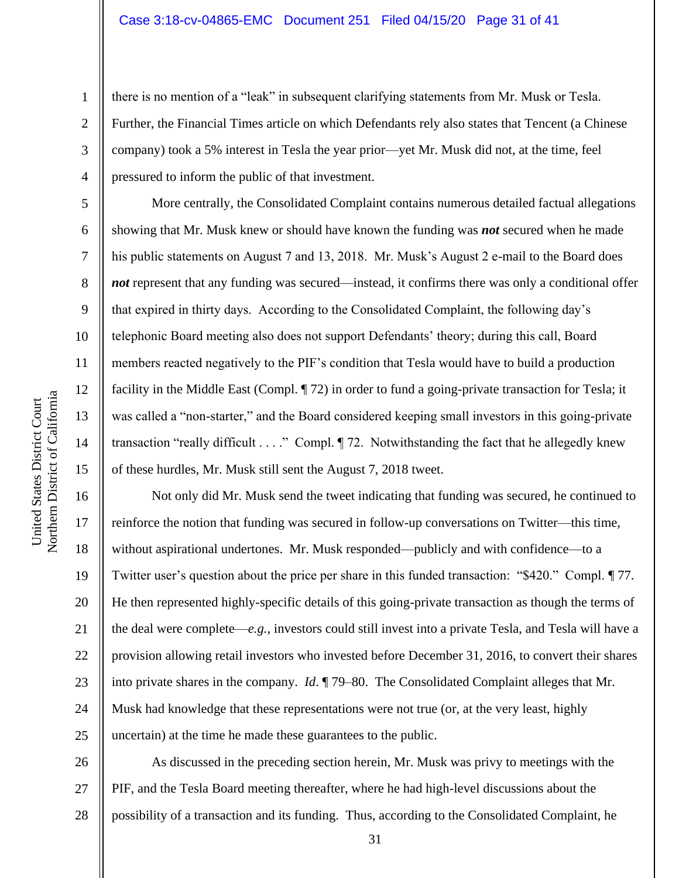there is no mention of a "leak" in subsequent clarifying statements from Mr. Musk or Tesla. Further, the Financial Times article on which Defendants rely also states that Tencent (a Chinese company) took a 5% interest in Tesla the year prior—yet Mr. Musk did not, at the time, feel pressured to inform the public of that investment.

More centrally, the Consolidated Complaint contains numerous detailed factual allegations showing that Mr. Musk knew or should have known the funding was ***not*** secured when he made his public statements on August 7 and 13, 2018. Mr. Musk's August 2 e-mail to the Board does ***not*** represent that any funding was secured—instead, it confirms there was only a conditional offer that expired in thirty days. According to the Consolidated Complaint, the following day's telephonic Board meeting also does not support Defendants' theory; during this call, Board members reacted negatively to the PIF's condition that Tesla would have to build a production facility in the Middle East (Compl. ¶ 72) in order to fund a going-private transaction for Tesla; it was called a "non-starter," and the Board considered keeping small investors in this going-private transaction "really difficult . . . ." Compl. ¶ 72. Notwithstanding the fact that he allegedly knew of these hurdles, Mr. Musk still sent the August 7, 2018 tweet.

Not only did Mr. Musk send the tweet indicating that funding was secured, he continued to reinforce the notion that funding was secured in follow-up conversations on Twitter—this time, without aspirational undertones. Mr. Musk responded—publicly and with confidence—to a Twitter user's question about the price per share in this funded transaction: "$420." Compl. ¶ 77. He then represented highly-specific details of this going-private transaction as though the terms of the deal were complete—*e.g.*, investors could still invest into a private Tesla, and Tesla will have a provision allowing retail investors who invested before December 31, 2016, to convert their shares into private shares in the company. *Id*. ¶ 79–80. The Consolidated Complaint alleges that Mr. Musk had knowledge that these representations were not true (or, at the very least, highly uncertain) at the time he made these guarantees to the public.

As discussed in the preceding section herein, Mr. Musk was privy to meetings with the PIF, and the Tesla Board meeting thereafter, where he had high-level discussions about the possibility of a transaction and its funding. Thus, according to the Consolidated Complaint, he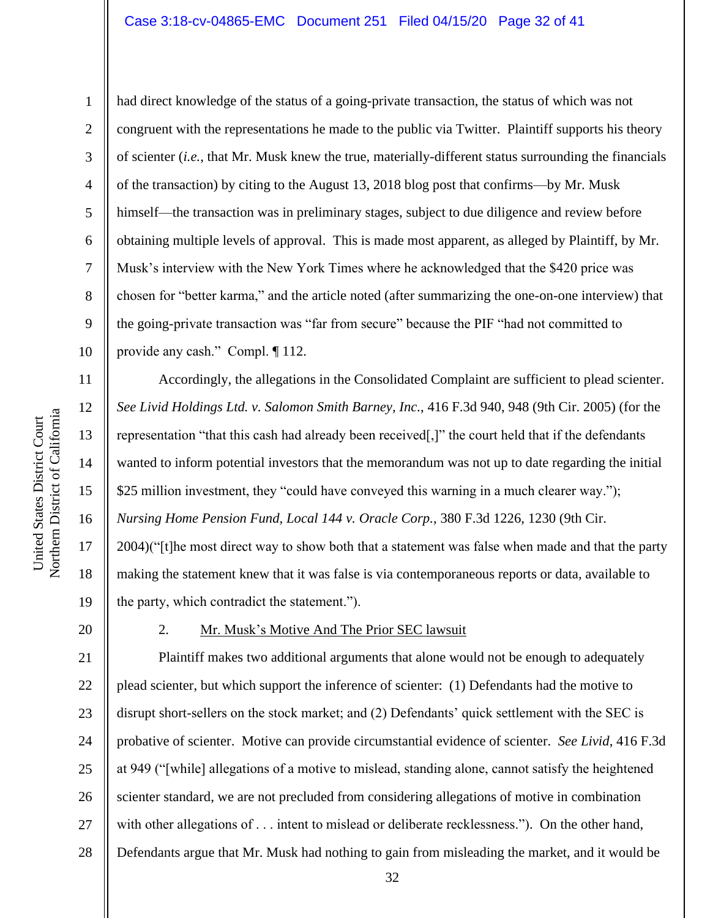had direct knowledge of the status of a going-private transaction, the status of which was not congruent with the representations he made to the public via Twitter. Plaintiff supports his theory of scienter (*i.e.*, that Mr. Musk knew the true, materially-different status surrounding the financials of the transaction) by citing to the August 13, 2018 blog post that confirms—by Mr. Musk himself—the transaction was in preliminary stages, subject to due diligence and review before obtaining multiple levels of approval. This is made most apparent, as alleged by Plaintiff, by Mr. Musk's interview with the New York Times where he acknowledged that the $420 price was chosen for "better karma," and the article noted (after summarizing the one-on-one interview) that the going-private transaction was "far from secure" because the PIF "had not committed to provide any cash." Compl. ¶ 112.

Accordingly, the allegations in the Consolidated Complaint are sufficient to plead scienter. *See Livid Holdings Ltd. v. Salomon Smith Barney, Inc.*, 416 F.3d 940, 948 (9th Cir. 2005) (for the representation "that this cash had already been received[,]" the court held that if the defendants wanted to inform potential investors that the memorandum was not up to date regarding the initial $25 million investment, they "could have conveyed this warning in a much clearer way."); *Nursing Home Pension Fund, Local 144 v. Oracle Corp.*, 380 F.3d 1226, 1230 (9th Cir. 2004)("[t]he most direct way to show both that a statement was false when made and that the party making the statement knew that it was false is via contemporaneous reports or data, available to the party, which contradict the statement.").

2. <u>Mr. Musk's Motive And The Prior SEC lawsuit</u>

Plaintiff makes two additional arguments that alone would not be enough to adequately plead scienter, but which support the inference of scienter: (1) Defendants had the motive to disrupt short-sellers on the stock market; and (2) Defendants' quick settlement with the SEC is probative of scienter. Motive can provide circumstantial evidence of scienter. *See Livid*, 416 F.3d at 949 ("[while] allegations of a motive to mislead, standing alone, cannot satisfy the heightened scienter standard, we are not precluded from considering allegations of motive in combination with other allegations of . . . intent to mislead or deliberate recklessness."). On the other hand, Defendants argue that Mr. Musk had nothing to gain from misleading the market, and it would be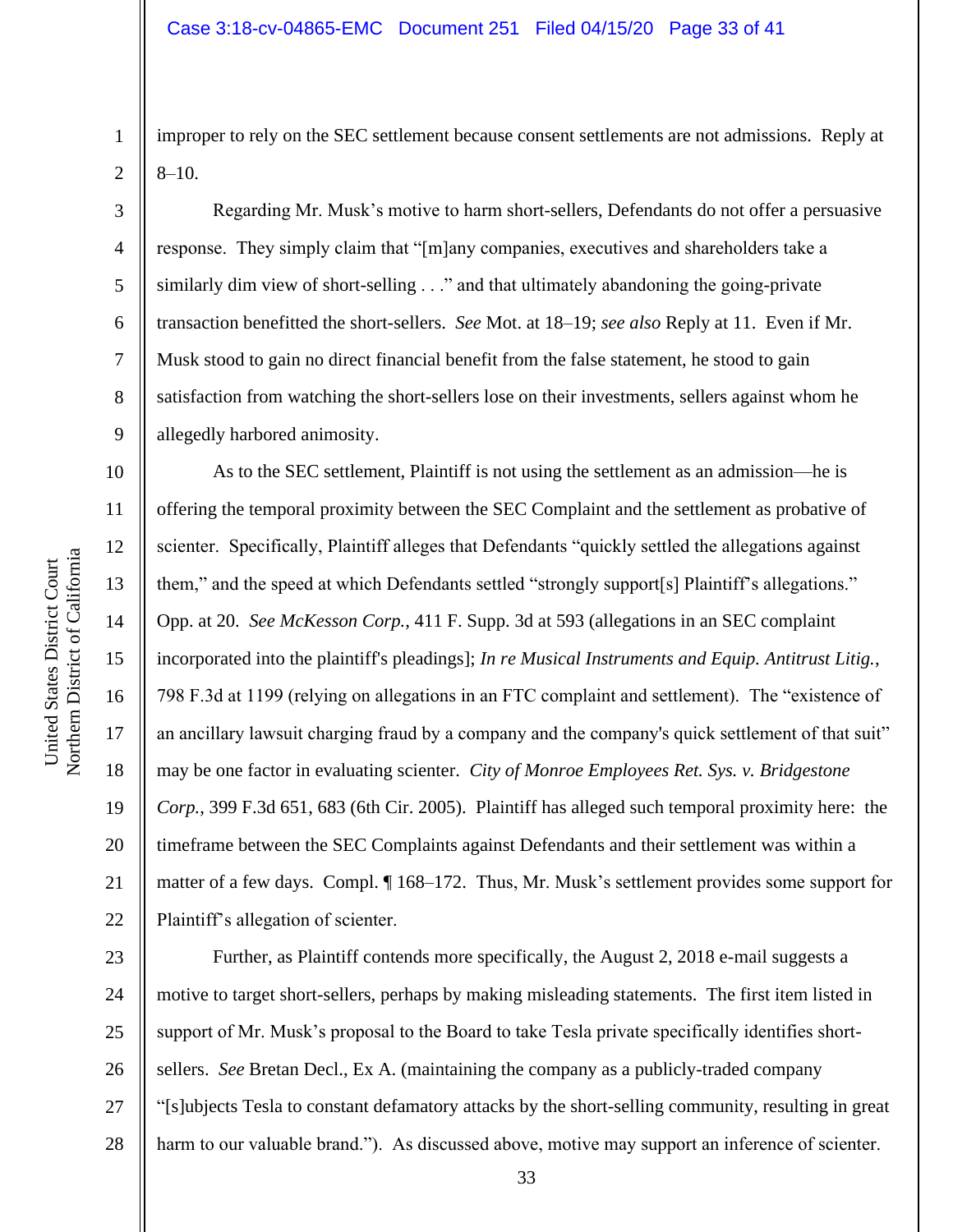improper to rely on the SEC settlement because consent settlements are not admissions. Reply at 8–10.

Regarding Mr. Musk's motive to harm short-sellers, Defendants do not offer a persuasive response. They simply claim that "[m]any companies, executives and shareholders take a similarly dim view of short-selling . . ." and that ultimately abandoning the going-private transaction benefitted the short-sellers. *See* Mot. at 18–19; *see also* Reply at 11. Even if Mr. Musk stood to gain no direct financial benefit from the false statement, he stood to gain satisfaction from watching the short-sellers lose on their investments, sellers against whom he allegedly harbored animosity.

As to the SEC settlement, Plaintiff is not using the settlement as an admission—he is offering the temporal proximity between the SEC Complaint and the settlement as probative of scienter. Specifically, Plaintiff alleges that Defendants "quickly settled the allegations against them," and the speed at which Defendants settled "strongly support[s] Plaintiff's allegations." Opp. at 20. *See McKesson Corp.*, 411 F. Supp. 3d at 593 (allegations in an SEC complaint incorporated into the plaintiff's pleadings]; *In re Musical Instruments and Equip. Antitrust Litig.*, 798 F.3d at 1199 (relying on allegations in an FTC complaint and settlement). The "existence of an ancillary lawsuit charging fraud by a company and the company's quick settlement of that suit" may be one factor in evaluating scienter. *City of Monroe Employees Ret. Sys. v. Bridgestone Corp.*, 399 F.3d 651, 683 (6th Cir. 2005). Plaintiff has alleged such temporal proximity here: the timeframe between the SEC Complaints against Defendants and their settlement was within a matter of a few days. Compl. ¶ 168–172. Thus, Mr. Musk's settlement provides some support for Plaintiff's allegation of scienter.

Further, as Plaintiff contends more specifically, the August 2, 2018 e-mail suggests a motive to target short-sellers, perhaps by making misleading statements. The first item listed in support of Mr. Musk's proposal to the Board to take Tesla private specifically identifies short-sellers. *See* Bretan Decl., Ex A. (maintaining the company as a publicly-traded company "[s]ubjects Tesla to constant defamatory attacks by the short-selling community, resulting in great harm to our valuable brand."). As discussed above, motive may support an inference of scienter.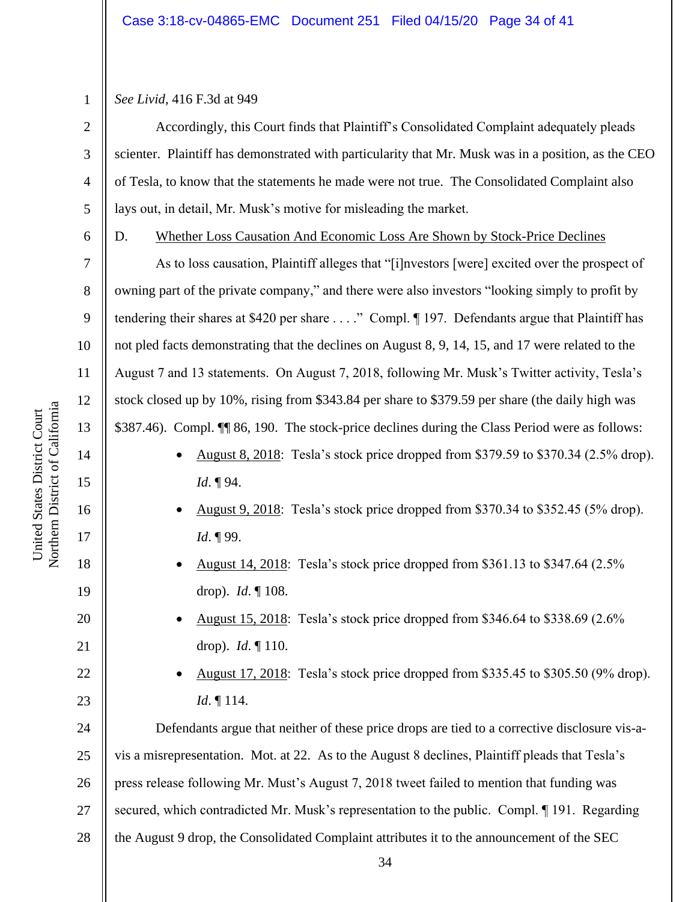*See Livid*, 416 F.3d at 949

Accordingly, this Court finds that Plaintiff's Consolidated Complaint adequately pleads scienter. Plaintiff has demonstrated with particularity that Mr. Musk was in a position, as the CEO of Tesla, to know that the statements he made were not true. The Consolidated Complaint also lays out, in detail, Mr. Musk's motive for misleading the market.

D. Whether Loss Causation And Economic Loss Are Shown by Stock-Price Declines

As to loss causation, Plaintiff alleges that "[i]nvestors [were] excited over the prospect of owning part of the private company," and there were also investors "looking simply to profit by tendering their shares at $420 per share . . . ." Compl. ¶ 197. Defendants argue that Plaintiff has not pled facts demonstrating that the declines on August 8, 9, 14, 15, and 17 were related to the August 7 and 13 statements. On August 7, 2018, following Mr. Musk's Twitter activity, Tesla's stock closed up by 10%, rising from $343.84 per share to $379.59 per share (the daily high was $387.46). Compl. ¶¶ 86, 190. The stock-price declines during the Class Period were as follows:

- August 8, 2018: Tesla's stock price dropped from $379.59 to $370.34 (2.5% drop). *Id*. ¶ 94.
- August 9, 2018: Tesla's stock price dropped from $370.34 to $352.45 (5% drop). *Id*. ¶ 99.
- August 14, 2018: Tesla's stock price dropped from $361.13 to $347.64 (2.5% drop). *Id*. ¶ 108.
- August 15, 2018: Tesla's stock price dropped from $346.64 to $338.69 (2.6% drop). *Id*. ¶ 110.
- August 17, 2018: Tesla's stock price dropped from $335.45 to $305.50 (9% drop). *Id*. ¶ 114.

Defendants argue that neither of these price drops are tied to a corrective disclosure vis-a-vis a misrepresentation. Mot. at 22. As to the August 8 declines, Plaintiff pleads that Tesla's press release following Mr. Must's August 7, 2018 tweet failed to mention that funding was secured, which contradicted Mr. Musk's representation to the public. Compl. ¶ 191. Regarding the August 9 drop, the Consolidated Complaint attributes it to the announcement of the SEC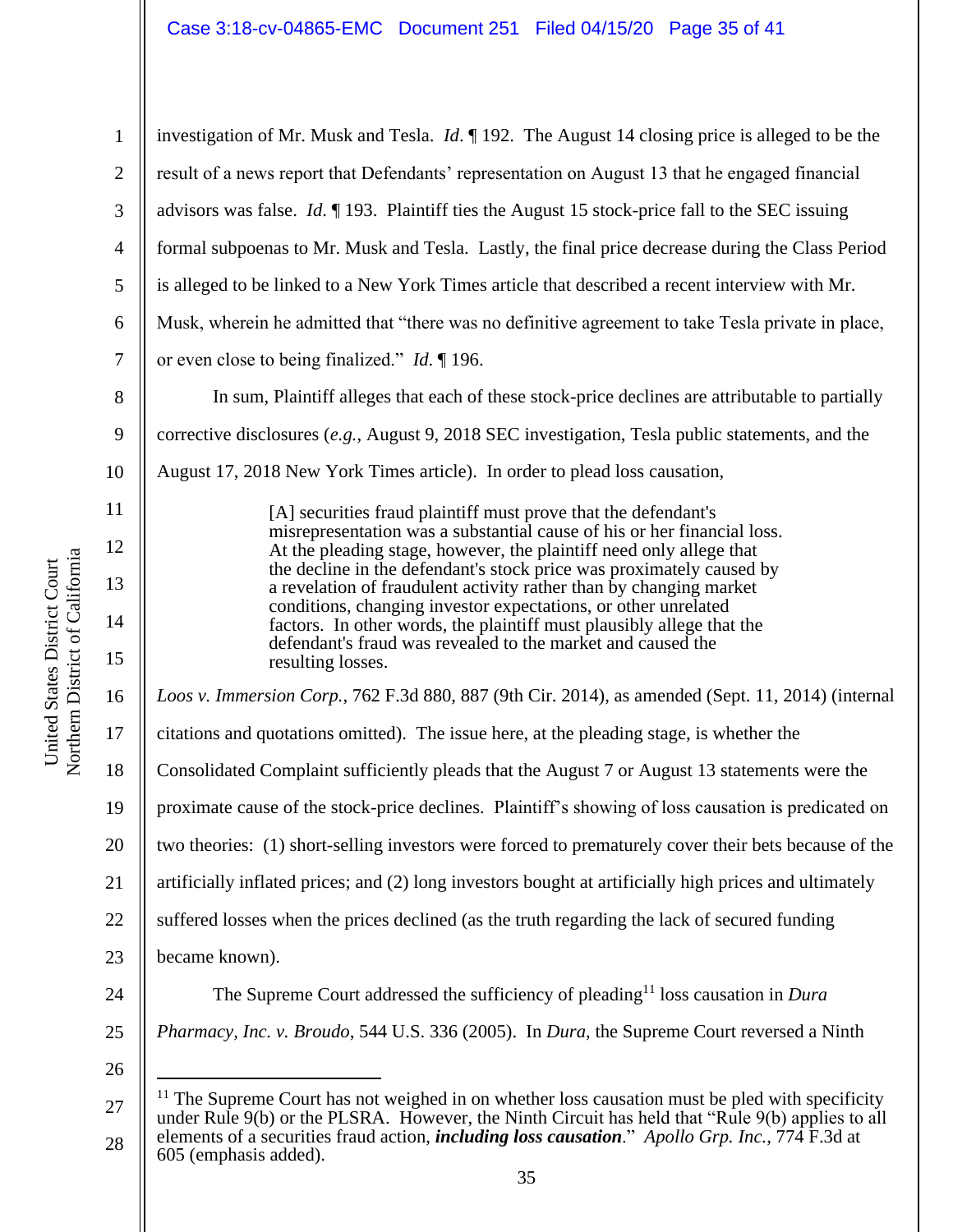investigation of Mr. Musk and Tesla. *Id*. ¶ 192. The August 14 closing price is alleged to be the result of a news report that Defendants' representation on August 13 that he engaged financial advisors was false. *Id*. ¶ 193. Plaintiff ties the August 15 stock-price fall to the SEC issuing formal subpoenas to Mr. Musk and Tesla. Lastly, the final price decrease during the Class Period is alleged to be linked to a New York Times article that described a recent interview with Mr. Musk, wherein he admitted that "there was no definitive agreement to take Tesla private in place, or even close to being finalized." *Id*. ¶ 196.

In sum, Plaintiff alleges that each of these stock-price declines are attributable to partially corrective disclosures (*e.g.*, August 9, 2018 SEC investigation, Tesla public statements, and the August 17, 2018 New York Times article). In order to plead loss causation,

> [A] securities fraud plaintiff must prove that the defendant's misrepresentation was a substantial cause of his or her financial loss. At the pleading stage, however, the plaintiff need only allege that the decline in the defendant's stock price was proximately caused by a revelation of fraudulent activity rather than by changing market conditions, changing investor expectations, or other unrelated factors. In other words, the plaintiff must plausibly allege that the defendant's fraud was revealed to the market and caused the resulting losses.

*Loos v. Immersion Corp.*, 762 F.3d 880, 887 (9th Cir. 2014), as amended (Sept. 11, 2014) (internal citations and quotations omitted). The issue here, at the pleading stage, is whether the Consolidated Complaint sufficiently pleads that the August 7 or August 13 statements were the proximate cause of the stock-price declines. Plaintiff's showing of loss causation is predicated on two theories: (1) short-selling investors were forced to prematurely cover their bets because of the artificially inflated prices; and (2) long investors bought at artificially high prices and ultimately suffered losses when the prices declined (as the truth regarding the lack of secured funding became known).

The Supreme Court addressed the sufficiency of pleading[11] loss causation in *Dura Pharmacy, Inc. v. Broudo*, 544 U.S. 336 (2005). In *Dura*, the Supreme Court reversed a Ninth

---

[11] The Supreme Court has not weighed in on whether loss causation must be pled with specificity under Rule 9(b) or the PLSRA. However, the Ninth Circuit has held that "Rule 9(b) applies to all elements of a securities fraud action, ***including loss causation***." *Apollo Grp. Inc.*, 774 F.3d at 605 (emphasis added).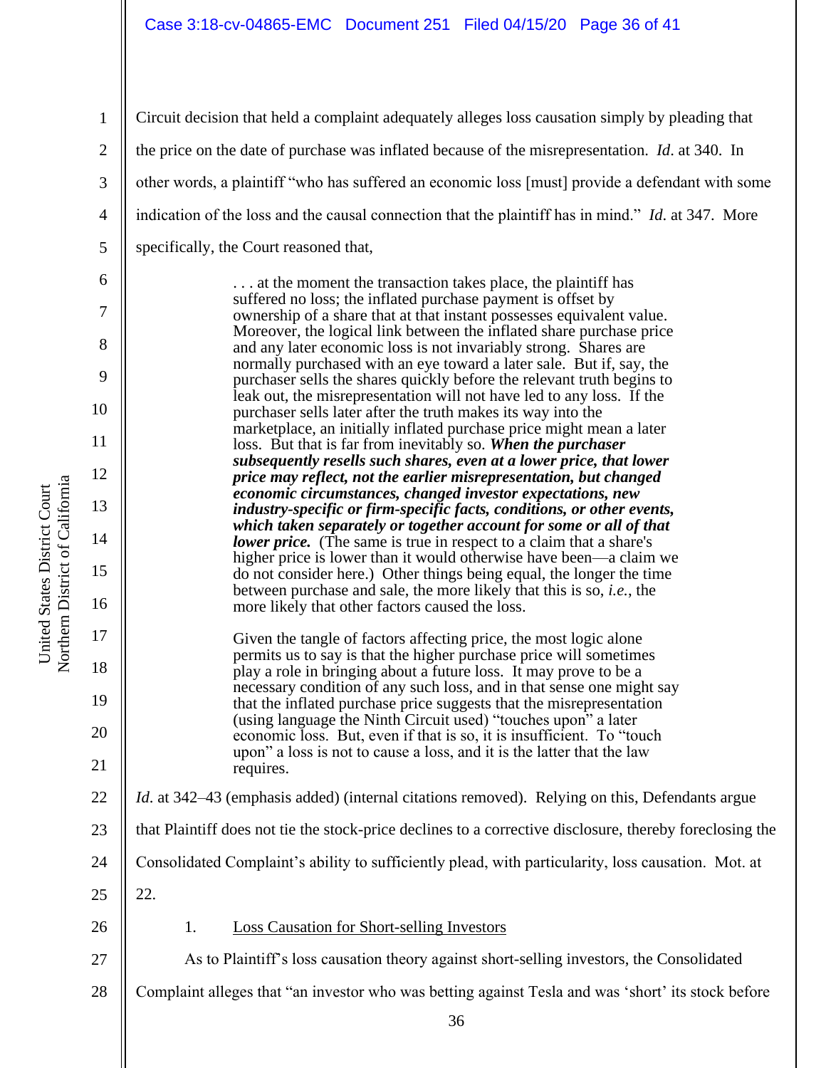Circuit decision that held a complaint adequately alleges loss causation simply by pleading that the price on the date of purchase was inflated because of the misrepresentation. *Id*. at 340. In other words, a plaintiff "who has suffered an economic loss [must] provide a defendant with some indication of the loss and the causal connection that the plaintiff has in mind." *Id*. at 347. More specifically, the Court reasoned that,

> . . . at the moment the transaction takes place, the plaintiff has suffered no loss; the inflated purchase payment is offset by ownership of a share that at that instant possesses equivalent value. Moreover, the logical link between the inflated share purchase price and any later economic loss is not invariably strong. Shares are normally purchased with an eye toward a later sale. But if, say, the purchaser sells the shares quickly before the relevant truth begins to leak out, the misrepresentation will not have led to any loss. If the purchaser sells later after the truth makes its way into the marketplace, an initially inflated purchase price might mean a later loss. But that is far from inevitably so. ***When the purchaser subsequently resells such shares, even at a lower price, that lower price may reflect, not the earlier misrepresentation, but changed economic circumstances, changed investor expectations, new industry-specific or firm-specific facts, conditions, or other events, which taken separately or together account for some or all of that lower price.*** (The same is true in respect to a claim that a share's higher price is lower than it would otherwise have been—a claim we do not consider here.) Other things being equal, the longer the time between purchase and sale, the more likely that this is so, *i.e.*, the more likely that other factors caused the loss.
>
> Given the tangle of factors affecting price, the most logic alone permits us to say is that the higher purchase price will sometimes play a role in bringing about a future loss. It may prove to be a necessary condition of any such loss, and in that sense one might say that the inflated purchase price suggests that the misrepresentation (using language the Ninth Circuit used) "touches upon" a later economic loss. But, even if that is so, it is insufficient. To "touch upon" a loss is not to cause a loss, and it is the latter that the law requires.

*Id*. at 342–43 (emphasis added) (internal citations removed). Relying on this, Defendants argue that Plaintiff does not tie the stock-price declines to a corrective disclosure, thereby foreclosing the Consolidated Complaint's ability to sufficiently plead, with particularity, loss causation. Mot. at 22.

1. Loss Causation for Short-selling Investors

As to Plaintiff's loss causation theory against short-selling investors, the Consolidated Complaint alleges that "an investor who was betting against Tesla and was 'short' its stock before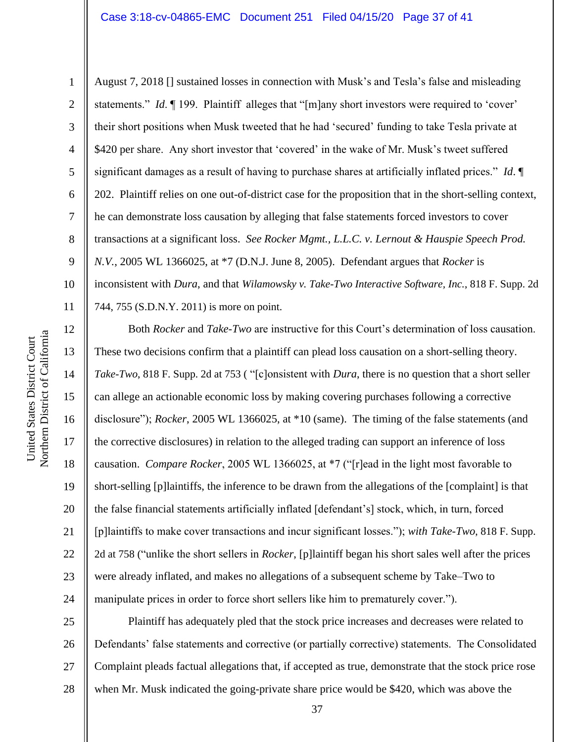August 7, 2018 [] sustained losses in connection with Musk's and Tesla's false and misleading statements." *Id.* ¶ 199. Plaintiff alleges that "[m]any short investors were required to 'cover' their short positions when Musk tweeted that he had 'secured' funding to take Tesla private at $420 per share. Any short investor that 'covered' in the wake of Mr. Musk's tweet suffered significant damages as a result of having to purchase shares at artificially inflated prices." *Id.* ¶ 202. Plaintiff relies on one out-of-district case for the proposition that in the short-selling context, he can demonstrate loss causation by alleging that false statements forced investors to cover transactions at a significant loss. *See Rocker Mgmt., L.L.C. v. Lernout & Hauspie Speech Prod. N.V.*, 2005 WL 1366025, at *7 (D.N.J. June 8, 2005). Defendant argues that *Rocker* is inconsistent with *Dura*, and that *Wilamowsky v. Take-Two Interactive Software, Inc.*, 818 F. Supp. 2d 744, 755 (S.D.N.Y. 2011) is more on point.

Both *Rocker* and *Take-Two* are instructive for this Court's determination of loss causation. These two decisions confirm that a plaintiff can plead loss causation on a short-selling theory. *Take-Two*, 818 F. Supp. 2d at 753 ( "[c]onsistent with *Dura*, there is no question that a short seller can allege an actionable economic loss by making covering purchases following a corrective disclosure"); *Rocker*, 2005 WL 1366025, at *10 (same). The timing of the false statements (and the corrective disclosures) in relation to the alleged trading can support an inference of loss causation. *Compare Rocker*, 2005 WL 1366025, at *7 ("[r]ead in the light most favorable to short-selling [p]laintiffs, the inference to be drawn from the allegations of the [complaint] is that the false financial statements artificially inflated [defendant's] stock, which, in turn, forced [p]laintiffs to make cover transactions and incur significant losses."); *with Take-Two*, 818 F. Supp. 2d at 758 ("unlike the short sellers in *Rocker*, [p]laintiff began his short sales well after the prices were already inflated, and makes no allegations of a subsequent scheme by Take–Two to manipulate prices in order to force short sellers like him to prematurely cover.").

Plaintiff has adequately pled that the stock price increases and decreases were related to Defendants' false statements and corrective (or partially corrective) statements. The Consolidated Complaint pleads factual allegations that, if accepted as true, demonstrate that the stock price rose when Mr. Musk indicated the going-private share price would be $420, which was above the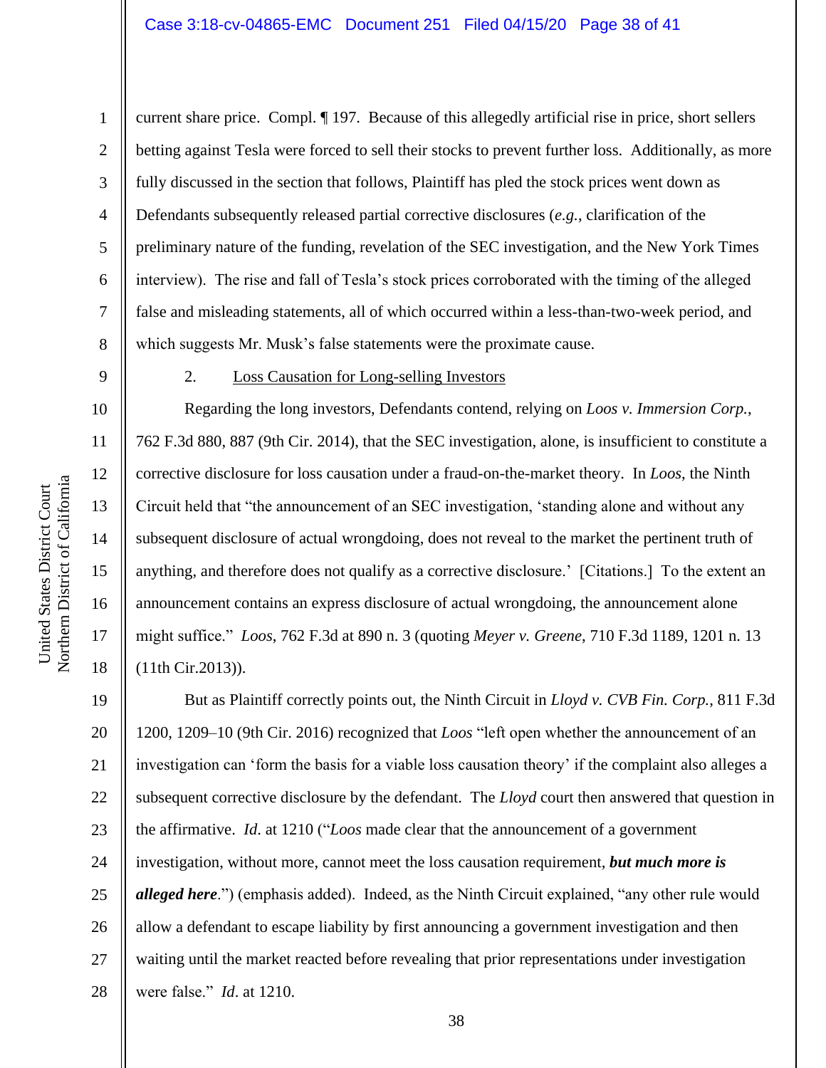current share price. Compl. ¶ 197. Because of this allegedly artificial rise in price, short sellers betting against Tesla were forced to sell their stocks to prevent further loss. Additionally, as more fully discussed in the section that follows, Plaintiff has pled the stock prices went down as Defendants subsequently released partial corrective disclosures (*e.g.*, clarification of the preliminary nature of the funding, revelation of the SEC investigation, and the New York Times interview). The rise and fall of Tesla's stock prices corroborated with the timing of the alleged false and misleading statements, all of which occurred within a less-than-two-week period, and which suggests Mr. Musk's false statements were the proximate cause.

2. Loss Causation for Long-selling Investors

Regarding the long investors, Defendants contend, relying on *Loos v. Immersion Corp.*, 762 F.3d 880, 887 (9th Cir. 2014), that the SEC investigation, alone, is insufficient to constitute a corrective disclosure for loss causation under a fraud-on-the-market theory. In *Loos*, the Ninth Circuit held that "the announcement of an SEC investigation, 'standing alone and without any subsequent disclosure of actual wrongdoing, does not reveal to the market the pertinent truth of anything, and therefore does not qualify as a corrective disclosure.' [Citations.] To the extent an announcement contains an express disclosure of actual wrongdoing, the announcement alone might suffice." *Loos*, 762 F.3d at 890 n. 3 (quoting *Meyer v. Greene*, 710 F.3d 1189, 1201 n. 13 (11th Cir.2013)).

But as Plaintiff correctly points out, the Ninth Circuit in *Lloyd v. CVB Fin. Corp.*, 811 F.3d 1200, 1209–10 (9th Cir. 2016) recognized that *Loos* "left open whether the announcement of an investigation can 'form the basis for a viable loss causation theory' if the complaint also alleges a subsequent corrective disclosure by the defendant. The *Lloyd* court then answered that question in the affirmative. *Id.* at 1210 ("*Loos* made clear that the announcement of a government investigation, without more, cannot meet the loss causation requirement, ***but much more is alleged here***.") (emphasis added). Indeed, as the Ninth Circuit explained, "any other rule would allow a defendant to escape liability by first announcing a government investigation and then waiting until the market reacted before revealing that prior representations under investigation were false." *Id*. at 1210.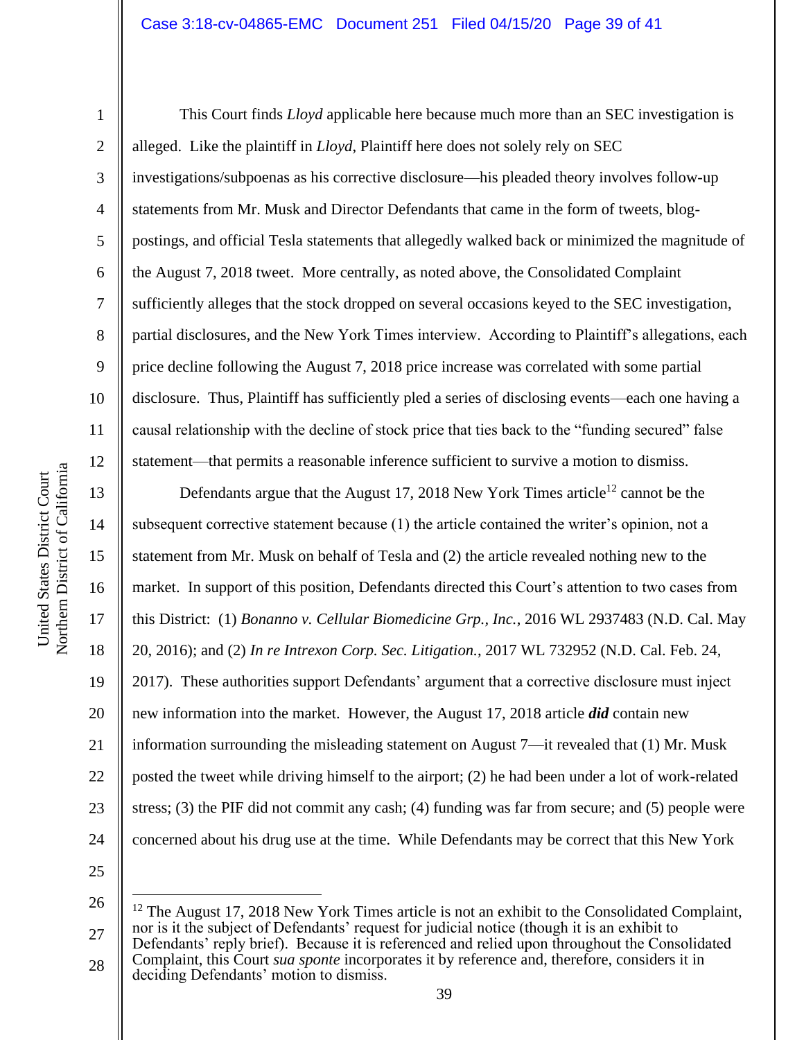This Court finds *Lloyd* applicable here because much more than an SEC investigation is alleged. Like the plaintiff in *Lloyd*, Plaintiff here does not solely rely on SEC investigations/subpoenas as his corrective disclosure—his pleaded theory involves follow-up statements from Mr. Musk and Director Defendants that came in the form of tweets, blog-postings, and official Tesla statements that allegedly walked back or minimized the magnitude of the August 7, 2018 tweet. More centrally, as noted above, the Consolidated Complaint sufficiently alleges that the stock dropped on several occasions keyed to the SEC investigation, partial disclosures, and the New York Times interview. According to Plaintiff's allegations, each price decline following the August 7, 2018 price increase was correlated with some partial disclosure. Thus, Plaintiff has sufficiently pled a series of disclosing events—each one having a causal relationship with the decline of stock price that ties back to the "funding secured" false statement—that permits a reasonable inference sufficient to survive a motion to dismiss.

Defendants argue that the August 17, 2018 New York Times article[12] cannot be the subsequent corrective statement because (1) the article contained the writer's opinion, not a statement from Mr. Musk on behalf of Tesla and (2) the article revealed nothing new to the market. In support of this position, Defendants directed this Court's attention to two cases from this District: (1) *Bonanno v. Cellular Biomedicine Grp., Inc.*, 2016 WL 2937483 (N.D. Cal. May 20, 2016); and (2) *In re Intrexon Corp. Sec. Litigation.*, 2017 WL 732952 (N.D. Cal. Feb. 24, 2017). These authorities support Defendants' argument that a corrective disclosure must inject new information into the market. However, the August 17, 2018 article ***did*** contain new information surrounding the misleading statement on August 7—it revealed that (1) Mr. Musk posted the tweet while driving himself to the airport; (2) he had been under a lot of work-related stress; (3) the PIF did not commit any cash; (4) funding was far from secure; and (5) people were concerned about his drug use at the time. While Defendants may be correct that this New York

---

[12] The August 17, 2018 New York Times article is not an exhibit to the Consolidated Complaint, nor is it the subject of Defendants' request for judicial notice (though it is an exhibit to Defendants' reply brief). Because it is referenced and relied upon throughout the Consolidated Complaint, this Court *sua sponte* incorporates it by reference and, therefore, considers it in deciding Defendants' motion to dismiss.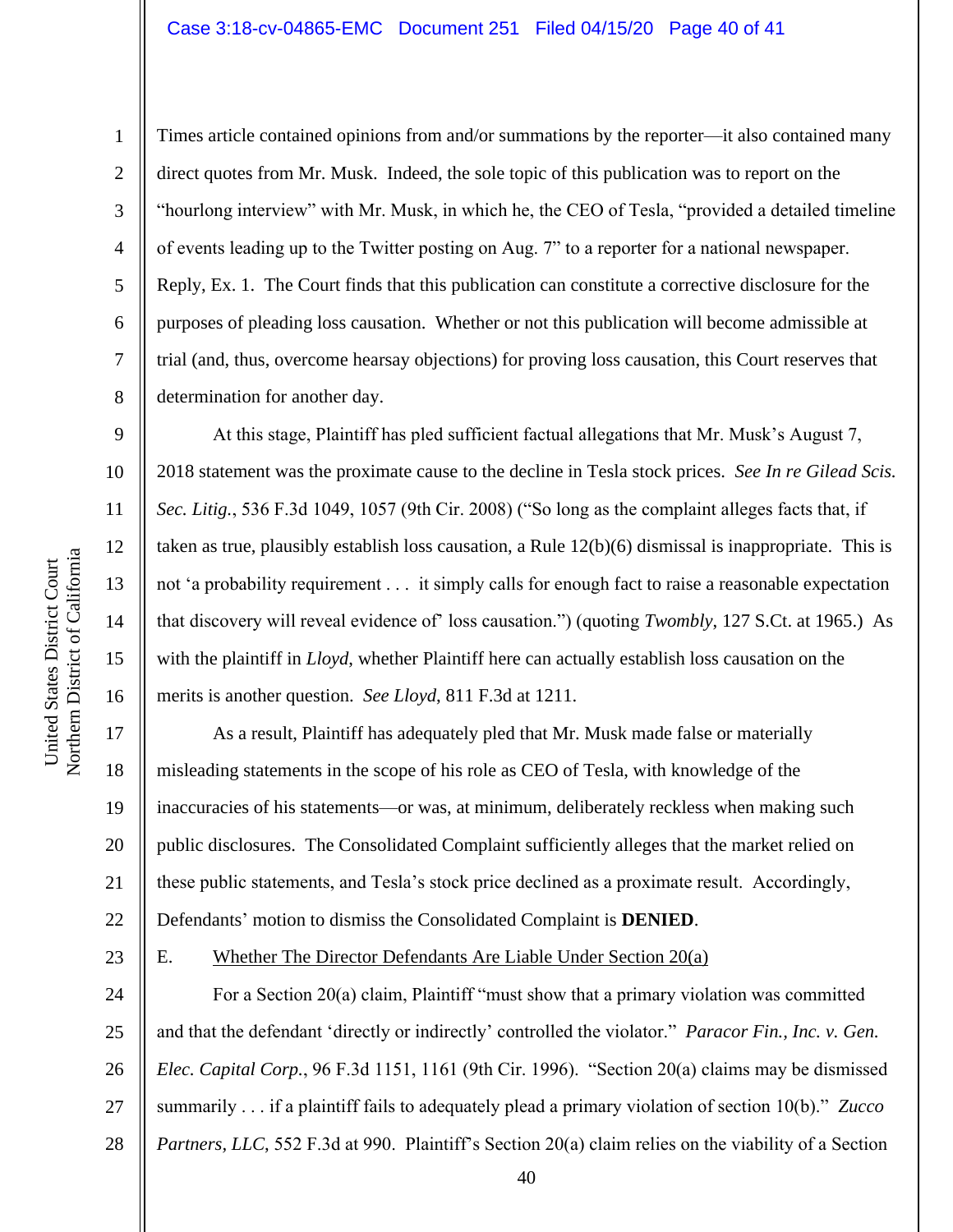Times article contained opinions from and/or summations by the reporter—it also contained many direct quotes from Mr. Musk. Indeed, the sole topic of this publication was to report on the "hourlong interview" with Mr. Musk, in which he, the CEO of Tesla, "provided a detailed timeline of events leading up to the Twitter posting on Aug. 7" to a reporter for a national newspaper. Reply, Ex. 1. The Court finds that this publication can constitute a corrective disclosure for the purposes of pleading loss causation. Whether or not this publication will become admissible at trial (and, thus, overcome hearsay objections) for proving loss causation, this Court reserves that determination for another day.

At this stage, Plaintiff has pled sufficient factual allegations that Mr. Musk's August 7, 2018 statement was the proximate cause to the decline in Tesla stock prices. *See In re Gilead Scis. Sec. Litig.*, 536 F.3d 1049, 1057 (9th Cir. 2008) ("So long as the complaint alleges facts that, if taken as true, plausibly establish loss causation, a Rule 12(b)(6) dismissal is inappropriate. This is not 'a probability requirement . . . it simply calls for enough fact to raise a reasonable expectation that discovery will reveal evidence of' loss causation.") (quoting *Twombly*, 127 S.Ct. at 1965.) As with the plaintiff in *Lloyd*, whether Plaintiff here can actually establish loss causation on the merits is another question. *See Lloyd*, 811 F.3d at 1211.

As a result, Plaintiff has adequately pled that Mr. Musk made false or materially misleading statements in the scope of his role as CEO of Tesla, with knowledge of the inaccuracies of his statements—or was, at minimum, deliberately reckless when making such public disclosures. The Consolidated Complaint sufficiently alleges that the market relied on these public statements, and Tesla's stock price declined as a proximate result. Accordingly, Defendants' motion to dismiss the Consolidated Complaint is **DENIED**.

E. Whether The Director Defendants Are Liable Under Section 20(a)

For a Section 20(a) claim, Plaintiff "must show that a primary violation was committed and that the defendant 'directly or indirectly' controlled the violator." *Paracor Fin., Inc. v. Gen. Elec. Capital Corp.*, 96 F.3d 1151, 1161 (9th Cir. 1996). "Section 20(a) claims may be dismissed summarily . . . if a plaintiff fails to adequately plead a primary violation of section 10(b)." *Zucco Partners, LLC*, 552 F.3d at 990. Plaintiff's Section 20(a) claim relies on the viability of a Section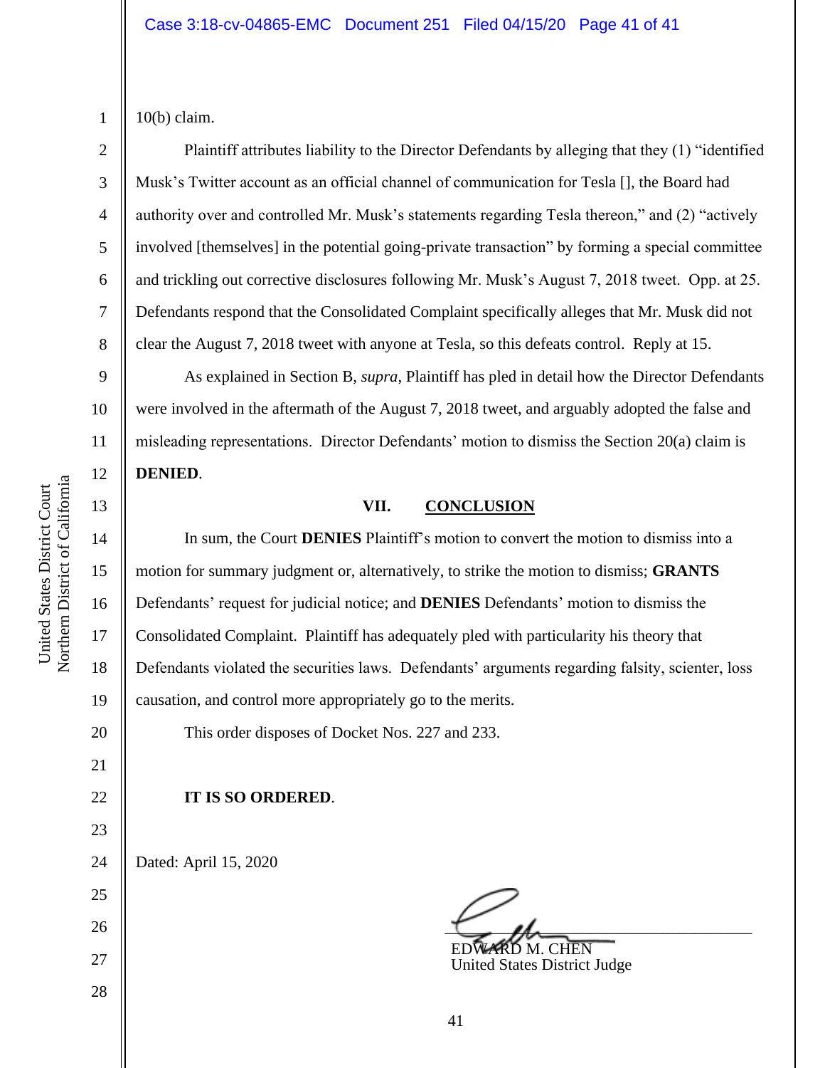10(b) claim.

Plaintiff attributes liability to the Director Defendants by alleging that they (1) "identified Musk's Twitter account as an official channel of communication for Tesla [], the Board had authority over and controlled Mr. Musk's statements regarding Tesla thereon," and (2) "actively involved [themselves] in the potential going-private transaction" by forming a special committee and trickling out corrective disclosures following Mr. Musk's August 7, 2018 tweet. Opp. at 25. Defendants respond that the Consolidated Complaint specifically alleges that Mr. Musk did not clear the August 7, 2018 tweet with anyone at Tesla, so this defeats control. Reply at 15.

As explained in Section B, *supra*, Plaintiff has pled in detail how the Director Defendants were involved in the aftermath of the August 7, 2018 tweet, and arguably adopted the false and misleading representations. Director Defendants' motion to dismiss the Section 20(a) claim is **DENIED**.

## VII. CONCLUSION

In sum, the Court **DENIES** Plaintiff's motion to convert the motion to dismiss into a motion for summary judgment or, alternatively, to strike the motion to dismiss; **GRANTS** Defendants' request for judicial notice; and **DENIES** Defendants' motion to dismiss the Consolidated Complaint. Plaintiff has adequately pled with particularity his theory that Defendants violated the securities laws. Defendants' arguments regarding falsity, scienter, loss causation, and control more appropriately go to the merits.

This order disposes of Docket Nos. 227 and 233.

**IT IS SO ORDERED**.

Dated: April 15, 2020

EDWARD M. CHEN
United States District Judge